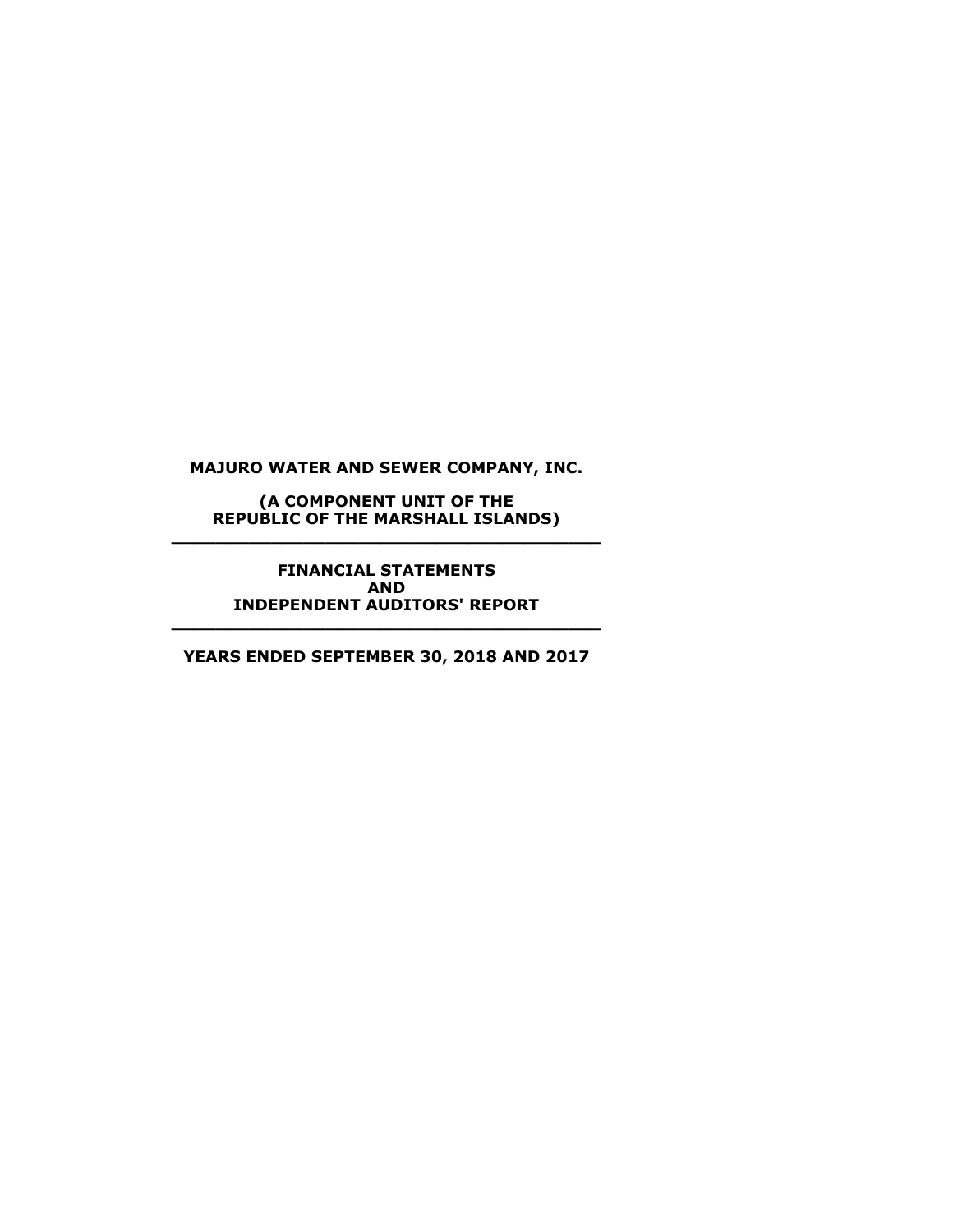# MAJURO WATER AND SEWER COMPANY, INC.

**(A COMPONENT UNIT OF THE REPUBLIC OF THE MARSHALL ISLANDS)**

---

**FINANCIAL STATEMENTS AND INDEPENDENT AUDITORS' REPORT**

---

**YEARS ENDED SEPTEMBER 30, 2018 AND 2017**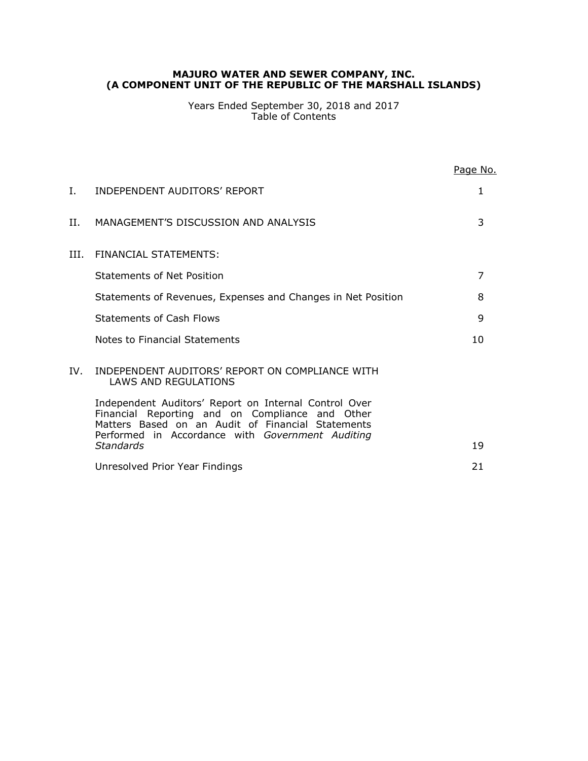# MAJURO WATER AND SEWER COMPANY, INC.
# (A COMPONENT UNIT OF THE REPUBLIC OF THE MARSHALL ISLANDS)

Years Ended September 30, 2018 and 2017
Table of Contents

| | | Page No. |
|---|---|---|
| I. | INDEPENDENT AUDITORS' REPORT | 1 |
| II. | MANAGEMENT'S DISCUSSION AND ANALYSIS | 3 |
| III. | FINANCIAL STATEMENTS: | |
| | Statements of Net Position | 7 |
| | Statements of Revenues, Expenses and Changes in Net Position | 8 |
| | Statements of Cash Flows | 9 |
| | Notes to Financial Statements | 10 |
| IV. | INDEPENDENT AUDITORS' REPORT ON COMPLIANCE WITH LAWS AND REGULATIONS | |
| | Independent Auditors' Report on Internal Control Over Financial Reporting and on Compliance and Other Matters Based on an Audit of Financial Statements Performed in Accordance with *Government Auditing Standards* | 19 |
| | Unresolved Prior Year Findings | 21 |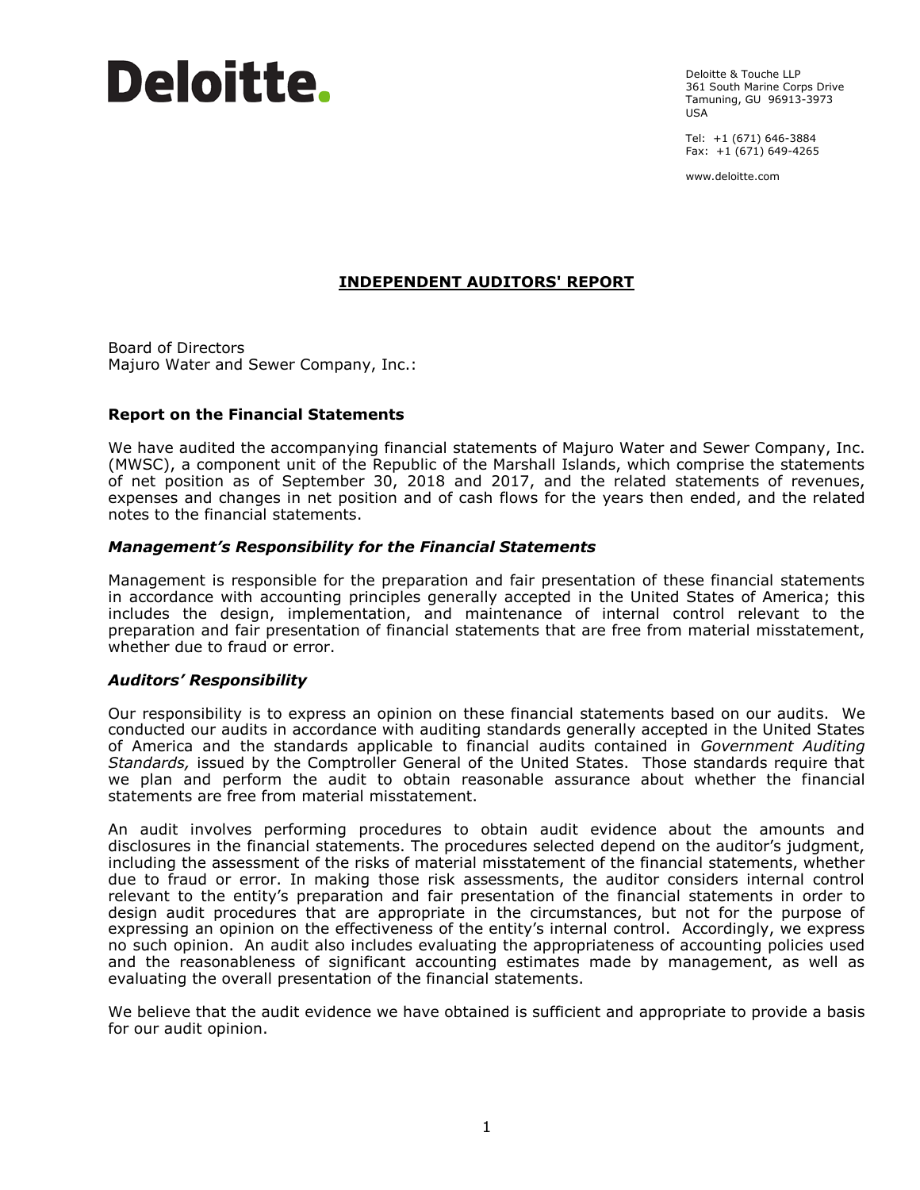Deloitte.

Deloitte & Touche LLP
361 South Marine Corps Drive
Tamuning, GU 96913-3973
USA

Tel: +1 (671) 646-3884
Fax: +1 (671) 649-4265

www.deloitte.com

# INDEPENDENT AUDITORS' REPORT

Board of Directors
Majuro Water and Sewer Company, Inc.:

## Report on the Financial Statements

We have audited the accompanying financial statements of Majuro Water and Sewer Company, Inc. (MWSC), a component unit of the Republic of the Marshall Islands, which comprise the statements of net position as of September 30, 2018 and 2017, and the related statements of revenues, expenses and changes in net position and of cash flows for the years then ended, and the related notes to the financial statements.

### *Management's Responsibility for the Financial Statements*

Management is responsible for the preparation and fair presentation of these financial statements in accordance with accounting principles generally accepted in the United States of America; this includes the design, implementation, and maintenance of internal control relevant to the preparation and fair presentation of financial statements that are free from material misstatement, whether due to fraud or error.

### *Auditors' Responsibility*

Our responsibility is to express an opinion on these financial statements based on our audits. We conducted our audits in accordance with auditing standards generally accepted in the United States of America and the standards applicable to financial audits contained in *Government Auditing Standards,* issued by the Comptroller General of the United States. Those standards require that we plan and perform the audit to obtain reasonable assurance about whether the financial statements are free from material misstatement.

An audit involves performing procedures to obtain audit evidence about the amounts and disclosures in the financial statements. The procedures selected depend on the auditor's judgment, including the assessment of the risks of material misstatement of the financial statements, whether due to fraud or error. In making those risk assessments, the auditor considers internal control relevant to the entity's preparation and fair presentation of the financial statements in order to design audit procedures that are appropriate in the circumstances, but not for the purpose of expressing an opinion on the effectiveness of the entity's internal control. Accordingly, we express no such opinion. An audit also includes evaluating the appropriateness of accounting policies used and the reasonableness of significant accounting estimates made by management, as well as evaluating the overall presentation of the financial statements.

We believe that the audit evidence we have obtained is sufficient and appropriate to provide a basis for our audit opinion.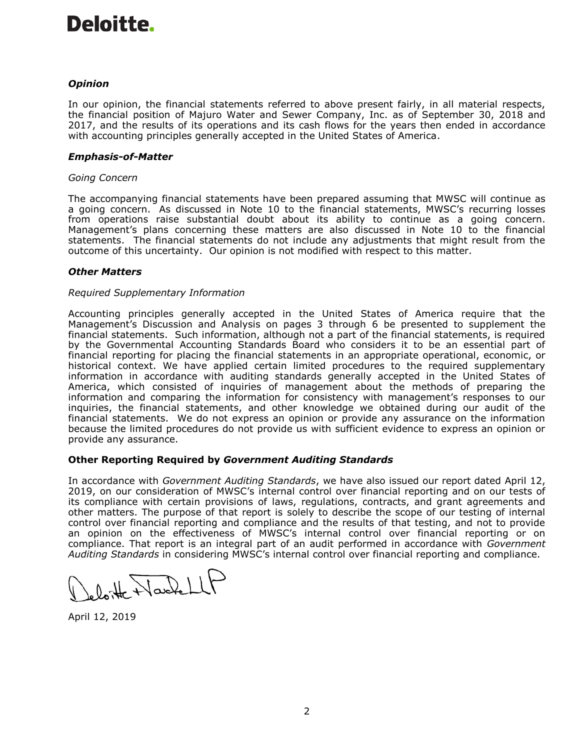# Deloitte.

### *Opinion*

In our opinion, the financial statements referred to above present fairly, in all material respects, the financial position of Majuro Water and Sewer Company, Inc. as of September 30, 2018 and 2017, and the results of its operations and its cash flows for the years then ended in accordance with accounting principles generally accepted in the United States of America.

### *Emphasis-of-Matter*

*Going Concern*

The accompanying financial statements have been prepared assuming that MWSC will continue as a going concern. As discussed in Note 10 to the financial statements, MWSC's recurring losses from operations raise substantial doubt about its ability to continue as a going concern. Management's plans concerning these matters are also discussed in Note 10 to the financial statements. The financial statements do not include any adjustments that might result from the outcome of this uncertainty. Our opinion is not modified with respect to this matter.

### *Other Matters*

*Required Supplementary Information*

Accounting principles generally accepted in the United States of America require that the Management's Discussion and Analysis on pages 3 through 6 be presented to supplement the financial statements. Such information, although not a part of the financial statements, is required by the Governmental Accounting Standards Board who considers it to be an essential part of financial reporting for placing the financial statements in an appropriate operational, economic, or historical context. We have applied certain limited procedures to the required supplementary information in accordance with auditing standards generally accepted in the United States of America, which consisted of inquiries of management about the methods of preparing the information and comparing the information for consistency with management's responses to our inquiries, the financial statements, and other knowledge we obtained during our audit of the financial statements. We do not express an opinion or provide any assurance on the information because the limited procedures do not provide us with sufficient evidence to express an opinion or provide any assurance.

### Other Reporting Required by *Government Auditing Standards*

In accordance with *Government Auditing Standards*, we have also issued our report dated April 12, 2019, on our consideration of MWSC's internal control over financial reporting and on our tests of its compliance with certain provisions of laws, regulations, contracts, and grant agreements and other matters. The purpose of that report is solely to describe the scope of our testing of internal control over financial reporting and compliance and the results of that testing, and not to provide an opinion on the effectiveness of MWSC's internal control over financial reporting or on compliance. That report is an integral part of an audit performed in accordance with *Government Auditing Standards* in considering MWSC's internal control over financial reporting and compliance.

Deloitte & Touche LLP

April 12, 2019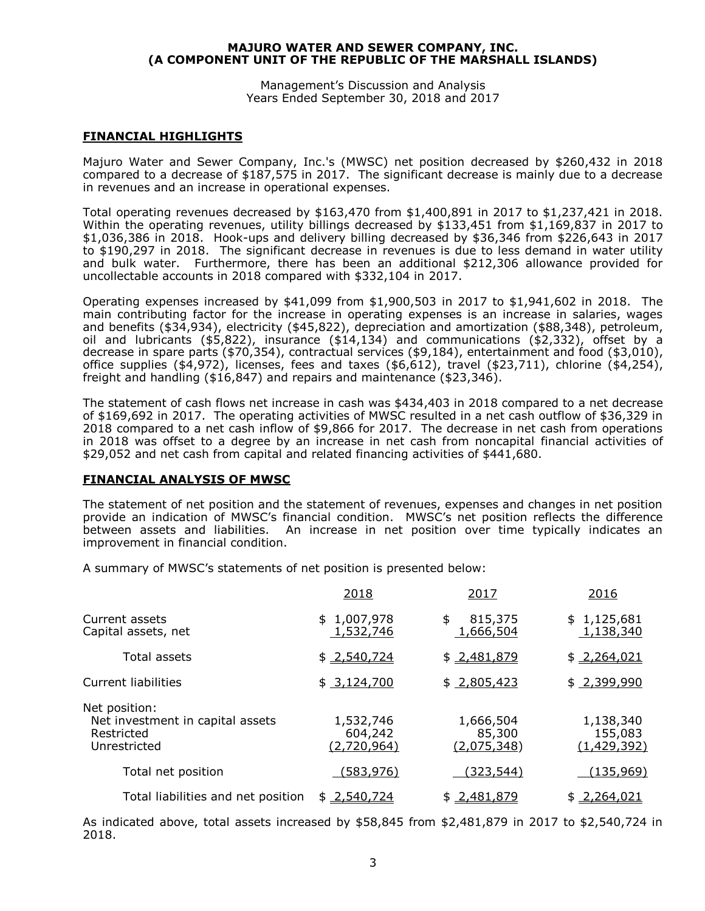**MAJURO WATER AND SEWER COMPANY, INC.**
**(A COMPONENT UNIT OF THE REPUBLIC OF THE MARSHALL ISLANDS)**

Management's Discussion and Analysis
Years Ended September 30, 2018 and 2017

## FINANCIAL HIGHLIGHTS

Majuro Water and Sewer Company, Inc.'s (MWSC) net position decreased by $260,432 in 2018 compared to a decrease of $187,575 in 2017. The significant decrease is mainly due to a decrease in revenues and an increase in operational expenses.

Total operating revenues decreased by $163,470 from $1,400,891 in 2017 to $1,237,421 in 2018. Within the operating revenues, utility billings decreased by $133,451 from $1,169,837 in 2017 to $1,036,386 in 2018. Hook-ups and delivery billing decreased by $36,346 from $226,643 in 2017 to $190,297 in 2018. The significant decrease in revenues is due to less demand in water utility and bulk water. Furthermore, there has been an additional $212,306 allowance provided for uncollectable accounts in 2018 compared with $332,104 in 2017.

Operating expenses increased by $41,099 from $1,900,503 in 2017 to $1,941,602 in 2018. The main contributing factor for the increase in operating expenses is an increase in salaries, wages and benefits ($34,934), electricity ($45,822), depreciation and amortization ($88,348), petroleum, oil and lubricants ($5,822), insurance ($14,134) and communications ($2,332), offset by a decrease in spare parts ($70,354), contractual services ($9,184), entertainment and food ($3,010), office supplies ($4,972), licenses, fees and taxes ($6,612), travel ($23,711), chlorine ($4,254), freight and handling ($16,847) and repairs and maintenance ($23,346).

The statement of cash flows net increase in cash was $434,403 in 2018 compared to a net decrease of $169,692 in 2017. The operating activities of MWSC resulted in a net cash outflow of $36,329 in 2018 compared to a net cash inflow of $9,866 for 2017. The decrease in net cash from operations in 2018 was offset to a degree by an increase in net cash from noncapital financial activities of $29,052 and net cash from capital and related financing activities of $441,680.

## FINANCIAL ANALYSIS OF MWSC

The statement of net position and the statement of revenues, expenses and changes in net position provide an indication of MWSC's financial condition. MWSC's net position reflects the difference between assets and liabilities. An increase in net position over time typically indicates an improvement in financial condition.

A summary of MWSC's statements of net position is presented below:

| | 2018 | 2017 | 2016 |
|---|---|---|---|
| Current assets | $ 1,007,978 | $ 815,375 | $ 1,125,681 |
| Capital assets, net | 1,532,746 | 1,666,504 | 1,138,340 |
| Total assets | $ 2,540,724 | $ 2,481,879 | $ 2,264,021 |
| Current liabilities | $ 3,124,700 | $ 2,805,423 | $ 2,399,990 |
| Net position: | | | |
| Net investment in capital assets | 1,532,746 | 1,666,504 | 1,138,340 |
| Restricted | 604,242 | 85,300 | 155,083 |
| Unrestricted | (2,720,964) | (2,075,348) | (1,429,392) |
| Total net position | (583,976) | (323,544) | (135,969) |
| Total liabilities and net position | $ 2,540,724 | $ 2,481,879 | $ 2,264,021 |

As indicated above, total assets increased by $58,845 from $2,481,879 in 2017 to $2,540,724 in 2018.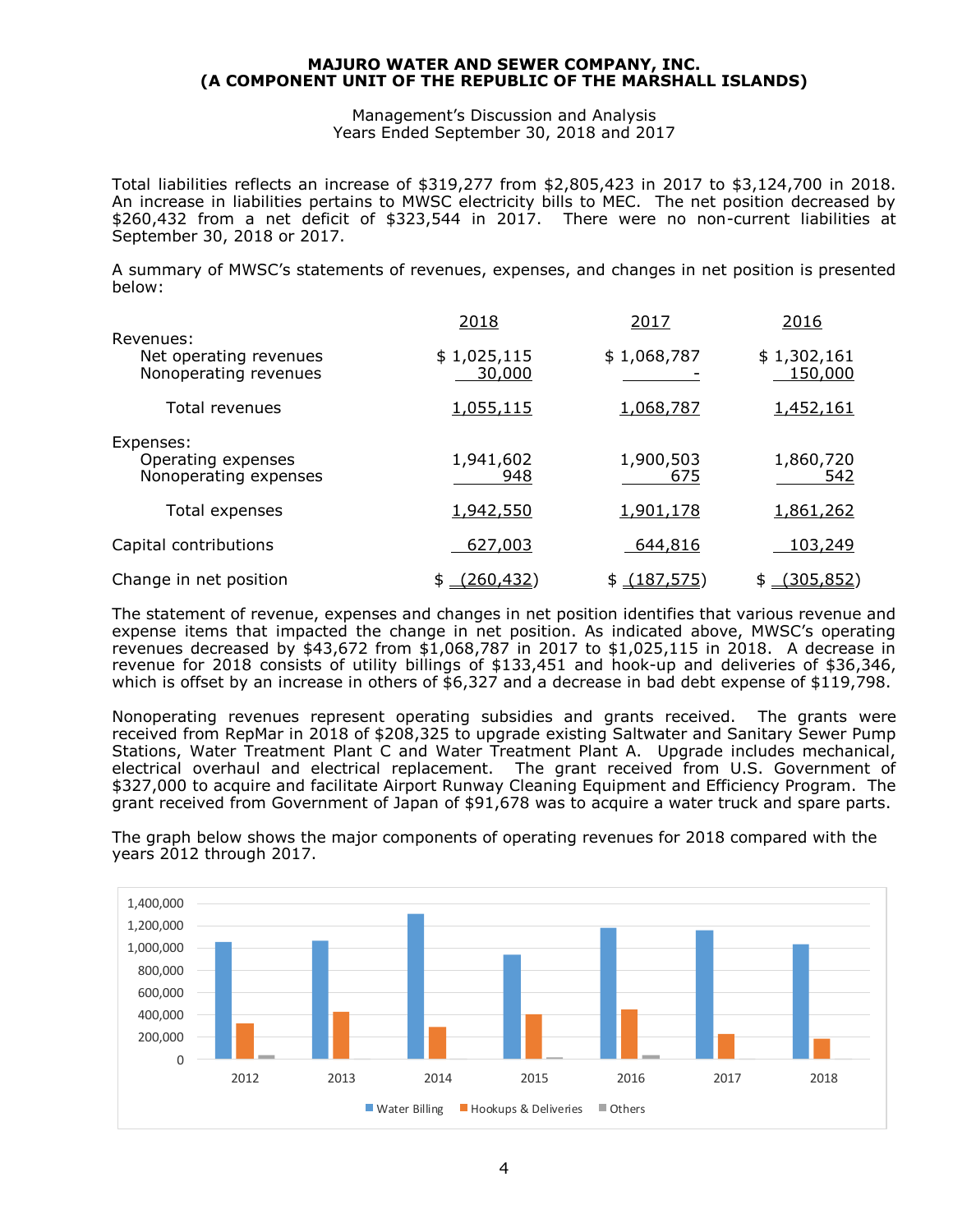# MAJURO WATER AND SEWER COMPANY, INC.
# (A COMPONENT UNIT OF THE REPUBLIC OF THE MARSHALL ISLANDS)

Management's Discussion and Analysis
Years Ended September 30, 2018 and 2017

Total liabilities reflects an increase of $319,277 from $2,805,423 in 2017 to $3,124,700 in 2018. An increase in liabilities pertains to MWSC electricity bills to MEC. The net position decreased by $260,432 from a net deficit of $323,544 in 2017. There were no non-current liabilities at September 30, 2018 or 2017.

A summary of MWSC's statements of revenues, expenses, and changes in net position is presented below:

| | 2018 | 2017 | 2016 |
|---|---|---|---|
| Revenues: | | | |
| Net operating revenues | $ 1,025,115 | $ 1,068,787 | $ 1,302,161 |
| Nonoperating revenues | 30,000 | - | 150,000 |
| Total revenues | 1,055,115 | 1,068,787 | 1,452,161 |
| Expenses: | | | |
| Operating expenses | 1,941,602 | 1,900,503 | 1,860,720 |
| Nonoperating expenses | 948 | 675 | 542 |
| Total expenses | 1,942,550 | 1,901,178 | 1,861,262 |
| Capital contributions | 627,003 | 644,816 | 103,249 |
| Change in net position | $ (260,432) | $ (187,575) | $ (305,852) |

The statement of revenue, expenses and changes in net position identifies that various revenue and expense items that impacted the change in net position. As indicated above, MWSC's operating revenues decreased by $43,672 from $1,068,787 in 2017 to $1,025,115 in 2018. A decrease in revenue for 2018 consists of utility billings of $133,451 and hook-up and deliveries of $36,346, which is offset by an increase in others of $6,327 and a decrease in bad debt expense of $119,798.

Nonoperating revenues represent operating subsidies and grants received. The grants were received from RepMar in 2018 of $208,325 to upgrade existing Saltwater and Sanitary Sewer Pump Stations, Water Treatment Plant C and Water Treatment Plant A. Upgrade includes mechanical, electrical overhaul and electrical replacement. The grant received from U.S. Government of $327,000 to acquire and facilitate Airport Runway Cleaning Equipment and Efficiency Program. The grant received from Government of Japan of $91,678 was to acquire a water truck and spare parts.

The graph below shows the major components of operating revenues for 2018 compared with the years 2012 through 2017.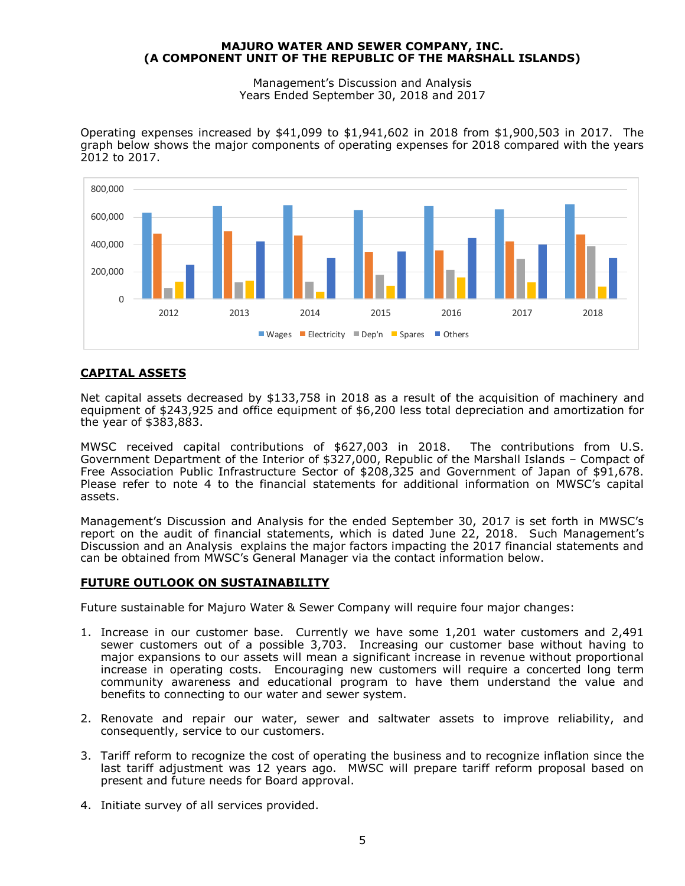Operating expenses increased by $41,099 to $1,941,602 in 2018 from $1,900,503 in 2017. The graph below shows the major components of operating expenses for 2018 compared with the years 2012 to 2017.

## CAPITAL ASSETS

Net capital assets decreased by $133,758 in 2018 as a result of the acquisition of machinery and equipment of $243,925 and office equipment of $6,200 less total depreciation and amortization for the year of $383,883.

MWSC received capital contributions of $627,003 in 2018. The contributions from U.S. Government Department of the Interior of $327,000, Republic of the Marshall Islands – Compact of Free Association Public Infrastructure Sector of $208,325 and Government of Japan of $91,678. Please refer to note 4 to the financial statements for additional information on MWSC's capital assets.

Management's Discussion and Analysis for the ended September 30, 2017 is set forth in MWSC's report on the audit of financial statements, which is dated June 22, 2018. Such Management's Discussion and an Analysis explains the major factors impacting the 2017 financial statements and can be obtained from MWSC's General Manager via the contact information below.

## FUTURE OUTLOOK ON SUSTAINABILITY

Future sustainable for Majuro Water & Sewer Company will require four major changes:

1. Increase in our customer base. Currently we have some 1,201 water customers and 2,491 sewer customers out of a possible 3,703. Increasing our customer base without having to major expansions to our assets will mean a significant increase in revenue without proportional increase in operating costs. Encouraging new customers will require a concerted long term community awareness and educational program to have them understand the value and benefits to connecting to our water and sewer system.

2. Renovate and repair our water, sewer and saltwater assets to improve reliability, and consequently, service to our customers.

3. Tariff reform to recognize the cost of operating the business and to recognize inflation since the last tariff adjustment was 12 years ago. MWSC will prepare tariff reform proposal based on present and future needs for Board approval.

4. Initiate survey of all services provided.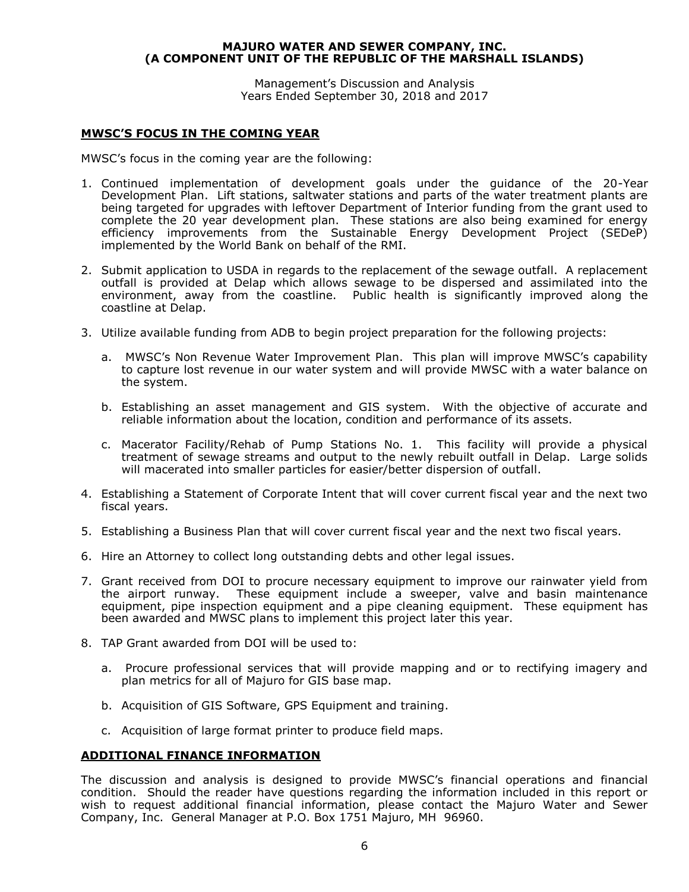**MAJURO WATER AND SEWER COMPANY, INC.**
**(A COMPONENT UNIT OF THE REPUBLIC OF THE MARSHALL ISLANDS)**

Management's Discussion and Analysis
Years Ended September 30, 2018 and 2017

## MWSC'S FOCUS IN THE COMING YEAR

MWSC's focus in the coming year are the following:

1. Continued implementation of development goals under the guidance of the 20-Year Development Plan. Lift stations, saltwater stations and parts of the water treatment plants are being targeted for upgrades with leftover Department of Interior funding from the grant used to complete the 20 year development plan. These stations are also being examined for energy efficiency improvements from the Sustainable Energy Development Project (SEDeP) implemented by the World Bank on behalf of the RMI.

2. Submit application to USDA in regards to the replacement of the sewage outfall. A replacement outfall is provided at Delap which allows sewage to be dispersed and assimilated into the environment, away from the coastline. Public health is significantly improved along the coastline at Delap.

3. Utilize available funding from ADB to begin project preparation for the following projects:

   a. MWSC's Non Revenue Water Improvement Plan. This plan will improve MWSC's capability to capture lost revenue in our water system and will provide MWSC with a water balance on the system.

   b. Establishing an asset management and GIS system. With the objective of accurate and reliable information about the location, condition and performance of its assets.

   c. Macerator Facility/Rehab of Pump Stations No. 1. This facility will provide a physical treatment of sewage streams and output to the newly rebuilt outfall in Delap. Large solids will macerated into smaller particles for easier/better dispersion of outfall.

4. Establishing a Statement of Corporate Intent that will cover current fiscal year and the next two fiscal years.

5. Establishing a Business Plan that will cover current fiscal year and the next two fiscal years.

6. Hire an Attorney to collect long outstanding debts and other legal issues.

7. Grant received from DOI to procure necessary equipment to improve our rainwater yield from the airport runway. These equipment include a sweeper, valve and basin maintenance equipment, pipe inspection equipment and a pipe cleaning equipment. These equipment has been awarded and MWSC plans to implement this project later this year.

8. TAP Grant awarded from DOI will be used to:

   a. Procure professional services that will provide mapping and or to rectifying imagery and plan metrics for all of Majuro for GIS base map.

   b. Acquisition of GIS Software, GPS Equipment and training.

   c. Acquisition of large format printer to produce field maps.

## ADDITIONAL FINANCE INFORMATION

The discussion and analysis is designed to provide MWSC's financial operations and financial condition. Should the reader have questions regarding the information included in this report or wish to request additional financial information, please contact the Majuro Water and Sewer Company, Inc. General Manager at P.O. Box 1751 Majuro, MH 96960.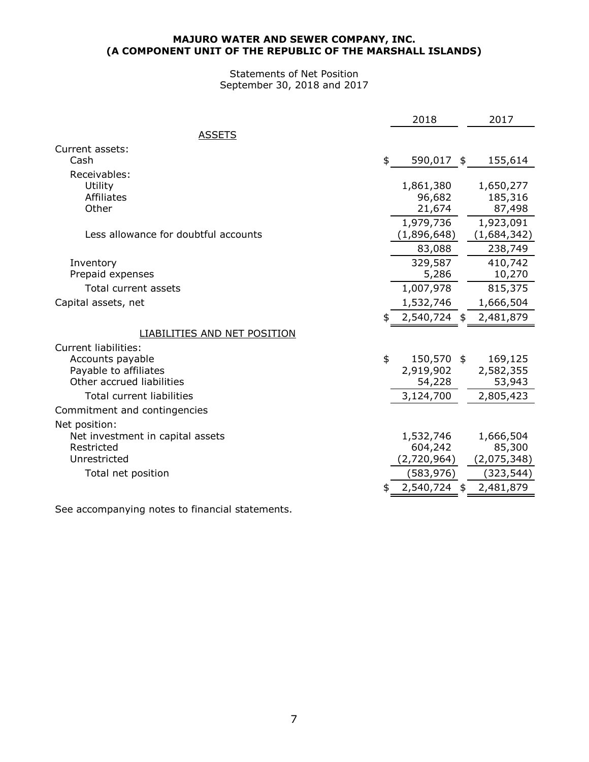**MAJURO WATER AND SEWER COMPANY, INC.**
**(A COMPONENT UNIT OF THE REPUBLIC OF THE MARSHALL ISLANDS)**

Statements of Net Position
September 30, 2018 and 2017

| | 2018 | 2017 |
|---|---|---|
| ASSETS | | |
| Current assets: | | |
| Cash | $ 590,017 | $ 155,614 |
| Receivables: | | |
| Utility | 1,861,380 | 1,650,277 |
| Affiliates | 96,682 | 185,316 |
| Other | 21,674 | 87,498 |
| | 1,979,736 | 1,923,091 |
| Less allowance for doubtful accounts | (1,896,648) | (1,684,342) |
| | 83,088 | 238,749 |
| Inventory | 329,587 | 410,742 |
| Prepaid expenses | 5,286 | 10,270 |
| Total current assets | 1,007,978 | 815,375 |
| Capital assets, net | 1,532,746 | 1,666,504 |
| | $ 2,540,724 | $ 2,481,879 |
| LIABILITIES AND NET POSITION | | |
| Current liabilities: | | |
| Accounts payable | $ 150,570 | $ 169,125 |
| Payable to affiliates | 2,919,902 | 2,582,355 |
| Other accrued liabilities | 54,228 | 53,943 |
| Total current liabilities | 3,124,700 | 2,805,423 |
| Commitment and contingencies | | |
| Net position: | | |
| Net investment in capital assets | 1,532,746 | 1,666,504 |
| Restricted | 604,242 | 85,300 |
| Unrestricted | (2,720,964) | (2,075,348) |
| Total net position | (583,976) | (323,544) |
| | $ 2,540,724 | $ 2,481,879 |

See accompanying notes to financial statements.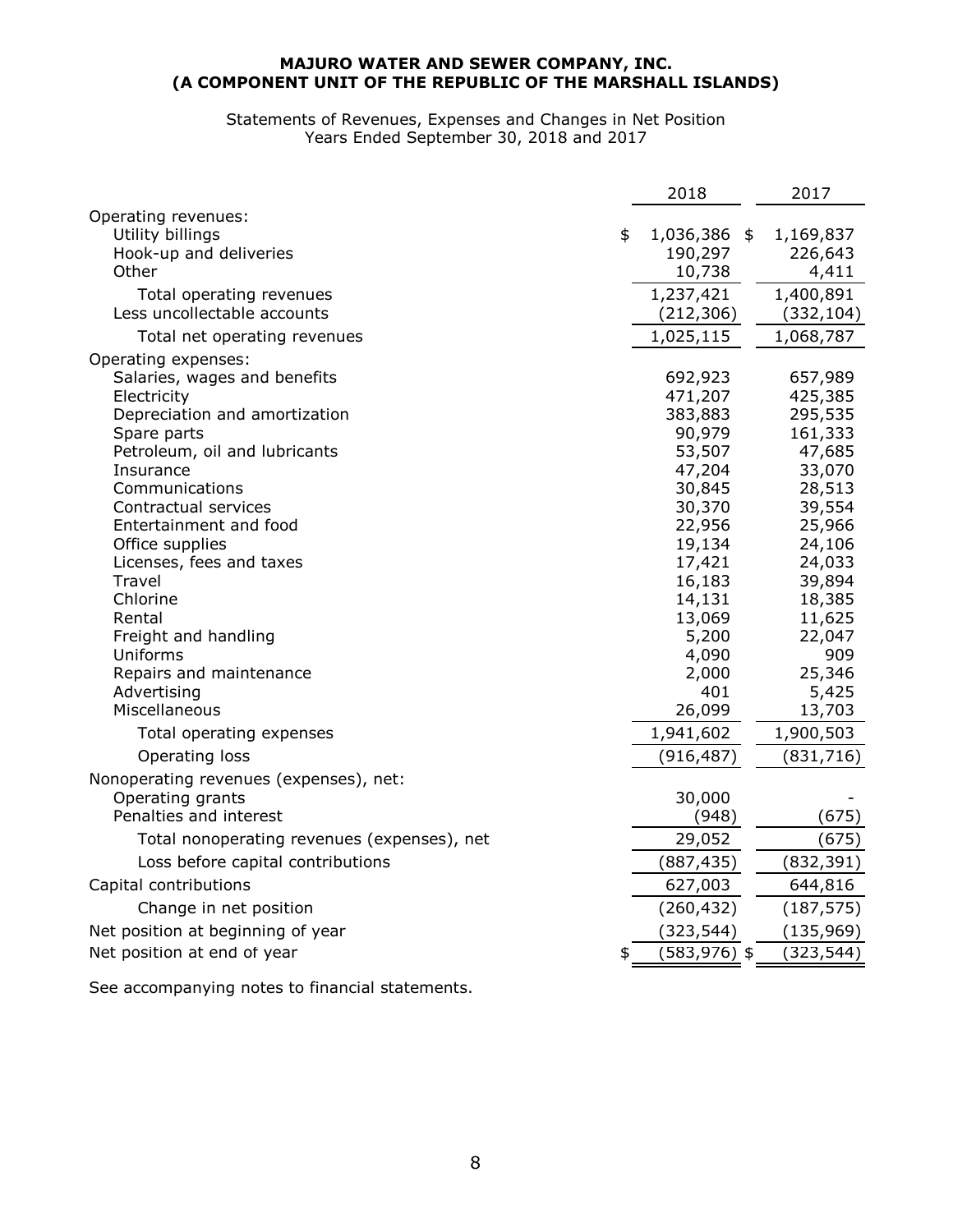**MAJURO WATER AND SEWER COMPANY, INC.**
**(A COMPONENT UNIT OF THE REPUBLIC OF THE MARSHALL ISLANDS)**

Statements of Revenues, Expenses and Changes in Net Position
Years Ended September 30, 2018 and 2017

| | 2018 | 2017 |
|---|---|---|
| Operating revenues: | | |
| Utility billings | $ 1,036,386 | $ 1,169,837 |
| Hook-up and deliveries | 190,297 | 226,643 |
| Other | 10,738 | 4,411 |
| Total operating revenues | 1,237,421 | 1,400,891 |
| Less uncollectable accounts | (212,306) | (332,104) |
| Total net operating revenues | 1,025,115 | 1,068,787 |
| Operating expenses: | | |
| Salaries, wages and benefits | 692,923 | 657,989 |
| Electricity | 471,207 | 425,385 |
| Depreciation and amortization | 383,883 | 295,535 |
| Spare parts | 90,979 | 161,333 |
| Petroleum, oil and lubricants | 53,507 | 47,685 |
| Insurance | 47,204 | 33,070 |
| Communications | 30,845 | 28,513 |
| Contractual services | 30,370 | 39,554 |
| Entertainment and food | 22,956 | 25,966 |
| Office supplies | 19,134 | 24,106 |
| Licenses, fees and taxes | 17,421 | 24,033 |
| Travel | 16,183 | 39,894 |
| Chlorine | 14,131 | 18,385 |
| Rental | 13,069 | 11,625 |
| Freight and handling | 5,200 | 22,047 |
| Uniforms | 4,090 | 909 |
| Repairs and maintenance | 2,000 | 25,346 |
| Advertising | 401 | 5,425 |
| Miscellaneous | 26,099 | 13,703 |
| Total operating expenses | 1,941,602 | 1,900,503 |
| Operating loss | (916,487) | (831,716) |
| Nonoperating revenues (expenses), net: | | |
| Operating grants | 30,000 | - |
| Penalties and interest | (948) | (675) |
| Total nonoperating revenues (expenses), net | 29,052 | (675) |
| Loss before capital contributions | (887,435) | (832,391) |
| Capital contributions | 627,003 | 644,816 |
| Change in net position | (260,432) | (187,575) |
| Net position at beginning of year | (323,544) | (135,969) |
| Net position at end of year | $ (583,976) | $ (323,544) |

See accompanying notes to financial statements.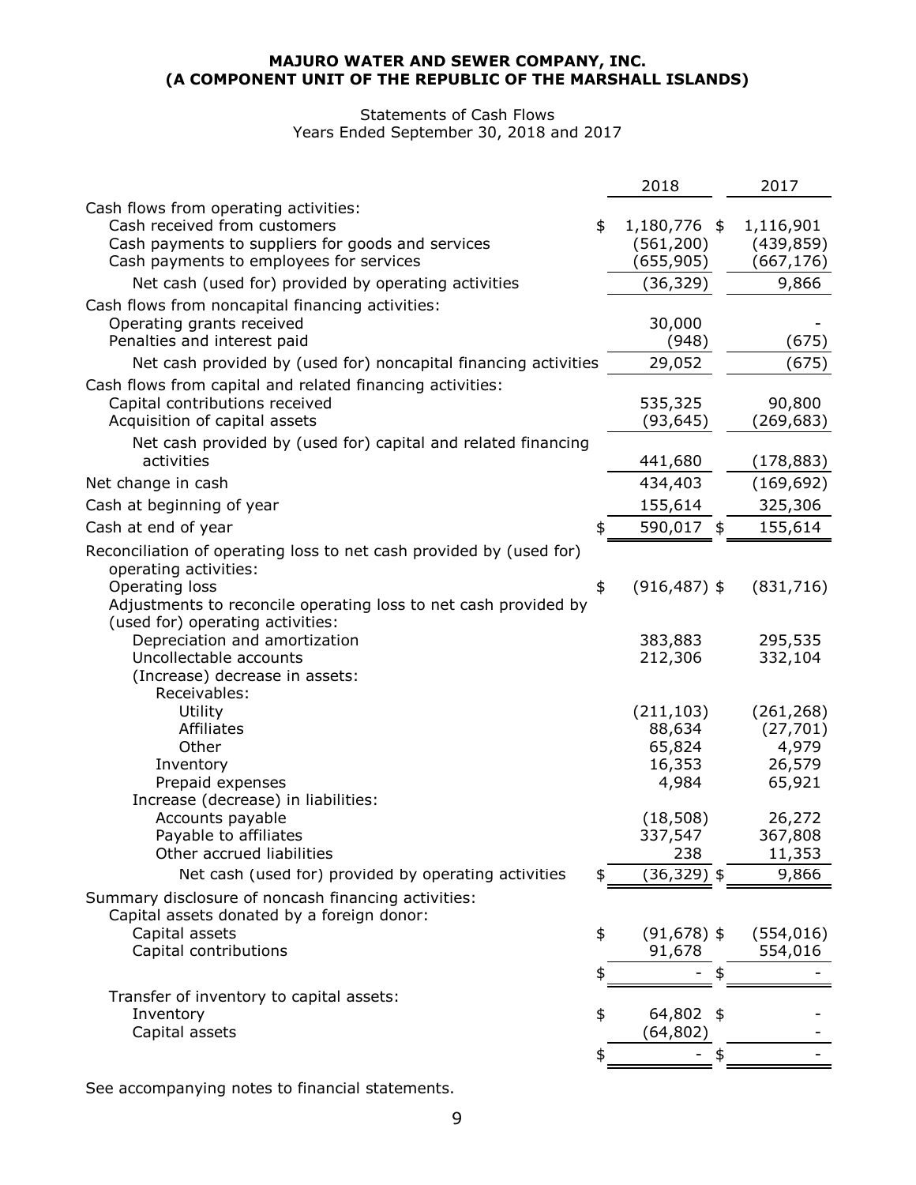**MAJURO WATER AND SEWER COMPANY, INC.**
**(A COMPONENT UNIT OF THE REPUBLIC OF THE MARSHALL ISLANDS)**

Statements of Cash Flows
Years Ended September 30, 2018 and 2017

| | 2018 | 2017 |
|---|---|---|
| Cash flows from operating activities: | | |
| Cash received from customers | $ 1,180,776 | $ 1,116,901 |
| Cash payments to suppliers for goods and services | (561,200) | (439,859) |
| Cash payments to employees for services | (655,905) | (667,176) |
| Net cash (used for) provided by operating activities | (36,329) | 9,866 |
| Cash flows from noncapital financing activities: | | |
| Operating grants received | 30,000 | - |
| Penalties and interest paid | (948) | (675) |
| Net cash provided by (used for) noncapital financing activities | 29,052 | (675) |
| Cash flows from capital and related financing activities: | | |
| Capital contributions received | 535,325 | 90,800 |
| Acquisition of capital assets | (93,645) | (269,683) |
| Net cash provided by (used for) capital and related financing activities | 441,680 | (178,883) |
| Net change in cash | 434,403 | (169,692) |
| Cash at beginning of year | 155,614 | 325,306 |
| Cash at end of year | $ 590,017 | $ 155,614 |
| Reconciliation of operating loss to net cash provided by (used for) operating activities: | | |
| Operating loss | $ (916,487) | $ (831,716) |
| Adjustments to reconcile operating loss to net cash provided by (used for) operating activities: | | |
| Depreciation and amortization | 383,883 | 295,535 |
| Uncollectable accounts | 212,306 | 332,104 |
| (Increase) decrease in assets: | | |
| Receivables: | | |
| Utility | (211,103) | (261,268) |
| Affiliates | 88,634 | (27,701) |
| Other | 65,824 | 4,979 |
| Inventory | 16,353 | 26,579 |
| Prepaid expenses | 4,984 | 65,921 |
| Increase (decrease) in liabilities: | | |
| Accounts payable | (18,508) | 26,272 |
| Payable to affiliates | 337,547 | 367,808 |
| Other accrued liabilities | 238 | 11,353 |
| Net cash (used for) provided by operating activities | $ (36,329) | $ 9,866 |
| Summary disclosure of noncash financing activities: | | |
| Capital assets donated by a foreign donor: | | |
| Capital assets | $ (91,678) | $ (554,016) |
| Capital contributions | 91,678 | 554,016 |
| | $ - | $ - |
| Transfer of inventory to capital assets: | | |
| Inventory | $ 64,802 | $ - |
| Capital assets | (64,802) | - |
| | $ - | $ - |

See accompanying notes to financial statements.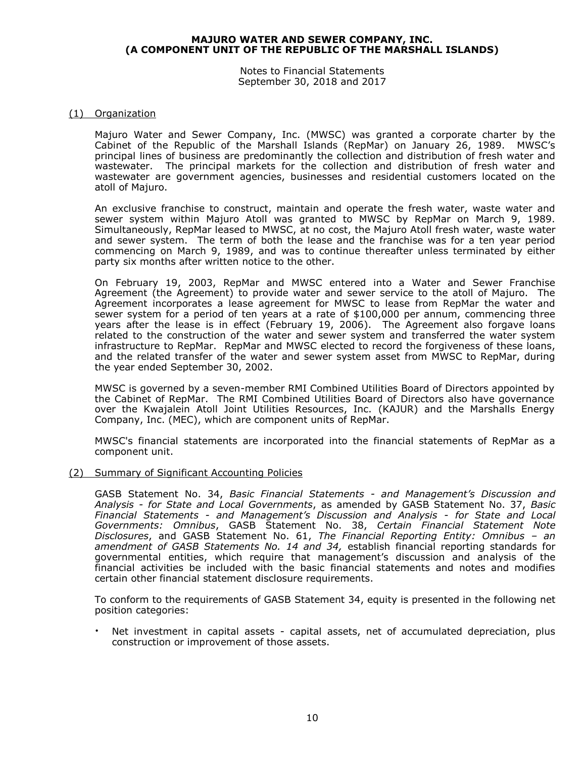**MAJURO WATER AND SEWER COMPANY, INC.**
**(A COMPONENT UNIT OF THE REPUBLIC OF THE MARSHALL ISLANDS)**

Notes to Financial Statements
September 30, 2018 and 2017

## (1) Organization

Majuro Water and Sewer Company, Inc. (MWSC) was granted a corporate charter by the Cabinet of the Republic of the Marshall Islands (RepMar) on January 26, 1989. MWSC's principal lines of business are predominantly the collection and distribution of fresh water and wastewater. The principal markets for the collection and distribution of fresh water and wastewater are government agencies, businesses and residential customers located on the atoll of Majuro.

An exclusive franchise to construct, maintain and operate the fresh water, waste water and sewer system within Majuro Atoll was granted to MWSC by RepMar on March 9, 1989. Simultaneously, RepMar leased to MWSC, at no cost, the Majuro Atoll fresh water, waste water and sewer system. The term of both the lease and the franchise was for a ten year period commencing on March 9, 1989, and was to continue thereafter unless terminated by either party six months after written notice to the other.

On February 19, 2003, RepMar and MWSC entered into a Water and Sewer Franchise Agreement (the Agreement) to provide water and sewer service to the atoll of Majuro. The Agreement incorporates a lease agreement for MWSC to lease from RepMar the water and sewer system for a period of ten years at a rate of $100,000 per annum, commencing three years after the lease is in effect (February 19, 2006). The Agreement also forgave loans related to the construction of the water and sewer system and transferred the water system infrastructure to RepMar. RepMar and MWSC elected to record the forgiveness of these loans, and the related transfer of the water and sewer system asset from MWSC to RepMar, during the year ended September 30, 2002.

MWSC is governed by a seven-member RMI Combined Utilities Board of Directors appointed by the Cabinet of RepMar. The RMI Combined Utilities Board of Directors also have governance over the Kwajalein Atoll Joint Utilities Resources, Inc. (KAJUR) and the Marshalls Energy Company, Inc. (MEC), which are component units of RepMar.

MWSC's financial statements are incorporated into the financial statements of RepMar as a component unit.

## (2) Summary of Significant Accounting Policies

GASB Statement No. 34, *Basic Financial Statements - and Management's Discussion and Analysis - for State and Local Governments*, as amended by GASB Statement No. 37, *Basic Financial Statements - and Management's Discussion and Analysis - for State and Local Governments: Omnibus*, GASB Statement No. 38, *Certain Financial Statement Note Disclosures*, and GASB Statement No. 61, *The Financial Reporting Entity: Omnibus – an amendment of GASB Statements No. 14 and 34,* establish financial reporting standards for governmental entities, which require that management's discussion and analysis of the financial activities be included with the basic financial statements and notes and modifies certain other financial statement disclosure requirements.

To conform to the requirements of GASB Statement 34, equity is presented in the following net position categories:

- Net investment in capital assets - capital assets, net of accumulated depreciation, plus construction or improvement of those assets.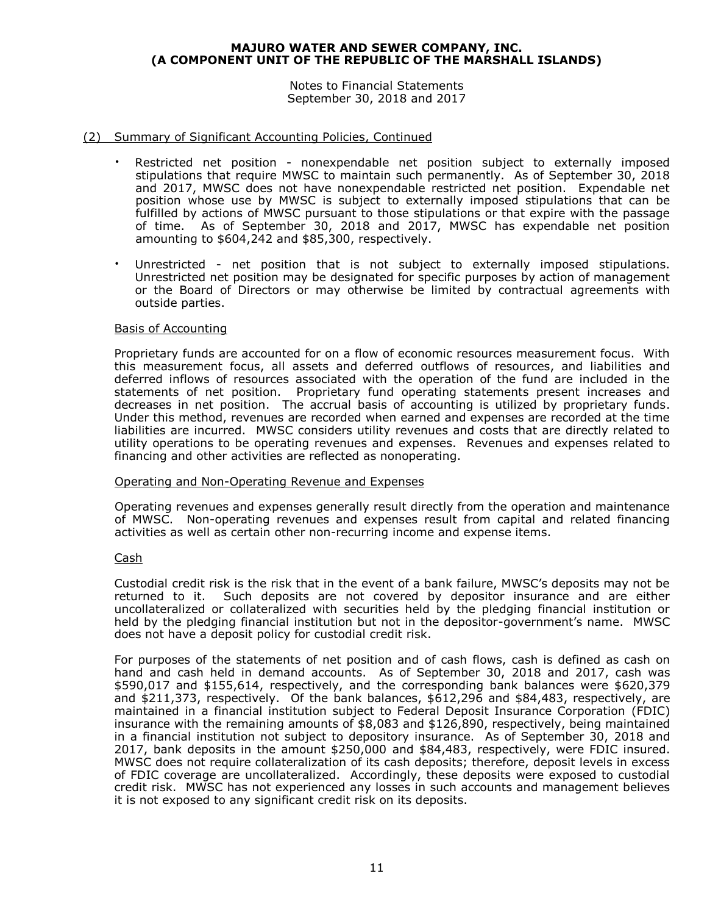# MAJURO WATER AND SEWER COMPANY, INC.
# (A COMPONENT UNIT OF THE REPUBLIC OF THE MARSHALL ISLANDS)

Notes to Financial Statements
September 30, 2018 and 2017

## (2) Summary of Significant Accounting Policies, Continued

- Restricted net position - nonexpendable net position subject to externally imposed stipulations that require MWSC to maintain such permanently. As of September 30, 2018 and 2017, MWSC does not have nonexpendable restricted net position. Expendable net position whose use by MWSC is subject to externally imposed stipulations that can be fulfilled by actions of MWSC pursuant to those stipulations or that expire with the passage of time. As of September 30, 2018 and 2017, MWSC has expendable net position amounting to $604,242 and $85,300, respectively.

- Unrestricted - net position that is not subject to externally imposed stipulations. Unrestricted net position may be designated for specific purposes by action of management or the Board of Directors or may otherwise be limited by contractual agreements with outside parties.

### Basis of Accounting

Proprietary funds are accounted for on a flow of economic resources measurement focus. With this measurement focus, all assets and deferred outflows of resources, and liabilities and deferred inflows of resources associated with the operation of the fund are included in the statements of net position. Proprietary fund operating statements present increases and decreases in net position. The accrual basis of accounting is utilized by proprietary funds. Under this method, revenues are recorded when earned and expenses are recorded at the time liabilities are incurred. MWSC considers utility revenues and costs that are directly related to utility operations to be operating revenues and expenses. Revenues and expenses related to financing and other activities are reflected as nonoperating.

### Operating and Non-Operating Revenue and Expenses

Operating revenues and expenses generally result directly from the operation and maintenance of MWSC. Non-operating revenues and expenses result from capital and related financing activities as well as certain other non-recurring income and expense items.

### Cash

Custodial credit risk is the risk that in the event of a bank failure, MWSC's deposits may not be returned to it. Such deposits are not covered by depositor insurance and are either uncollateralized or collateralized with securities held by the pledging financial institution or held by the pledging financial institution but not in the depositor-government's name. MWSC does not have a deposit policy for custodial credit risk.

For purposes of the statements of net position and of cash flows, cash is defined as cash on hand and cash held in demand accounts. As of September 30, 2018 and 2017, cash was $590,017 and $155,614, respectively, and the corresponding bank balances were $620,379 and $211,373, respectively. Of the bank balances, $612,296 and $84,483, respectively, are maintained in a financial institution subject to Federal Deposit Insurance Corporation (FDIC) insurance with the remaining amounts of $8,083 and $126,890, respectively, being maintained in a financial institution not subject to depository insurance. As of September 30, 2018 and 2017, bank deposits in the amount $250,000 and $84,483, respectively, were FDIC insured. MWSC does not require collateralization of its cash deposits; therefore, deposit levels in excess of FDIC coverage are uncollateralized. Accordingly, these deposits were exposed to custodial credit risk. MWSC has not experienced any losses in such accounts and management believes it is not exposed to any significant credit risk on its deposits.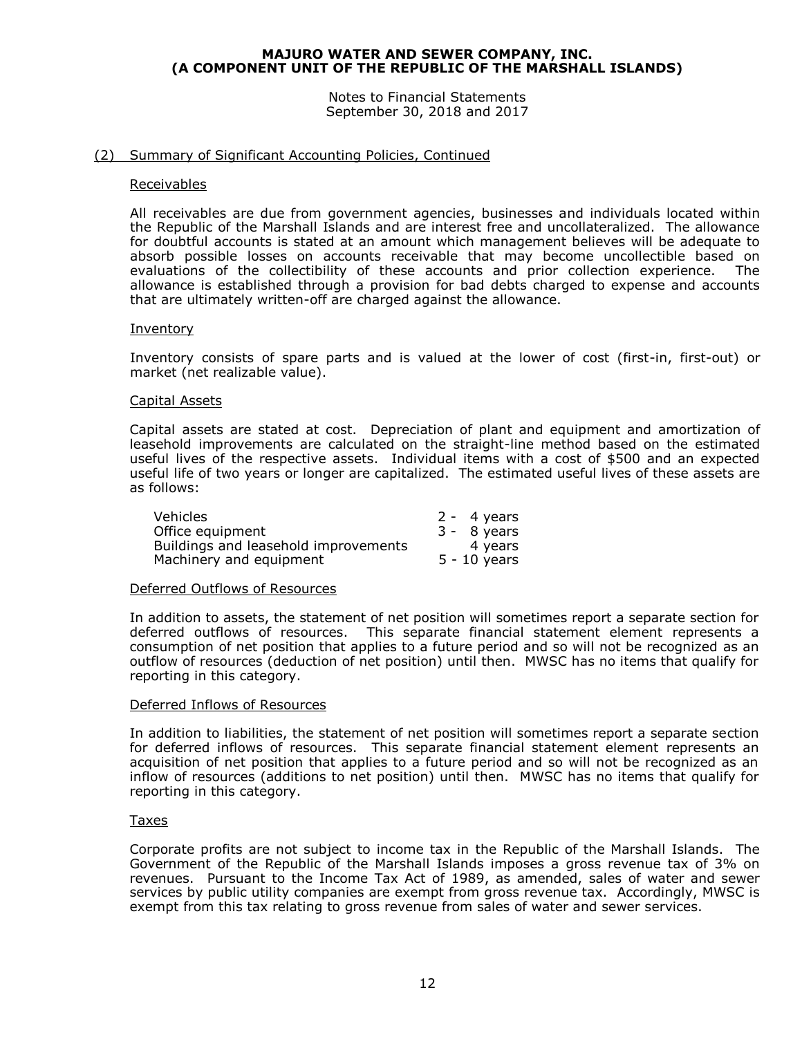## (2) Summary of Significant Accounting Policies, Continued

### Receivables

All receivables are due from government agencies, businesses and individuals located within the Republic of the Marshall Islands and are interest free and uncollateralized. The allowance for doubtful accounts is stated at an amount which management believes will be adequate to absorb possible losses on accounts receivable that may become uncollectible based on evaluations of the collectibility of these accounts and prior collection experience. The allowance is established through a provision for bad debts charged to expense and accounts that are ultimately written-off are charged against the allowance.

### Inventory

Inventory consists of spare parts and is valued at the lower of cost (first-in, first-out) or market (net realizable value).

### Capital Assets

Capital assets are stated at cost. Depreciation of plant and equipment and amortization of leasehold improvements are calculated on the straight-line method based on the estimated useful lives of the respective assets. Individual items with a cost of $500 and an expected useful life of two years or longer are capitalized. The estimated useful lives of these assets are as follows:

| | |
|---|---|
| Vehicles | 2 - 4 years |
| Office equipment | 3 - 8 years |
| Buildings and leasehold improvements | 4 years |
| Machinery and equipment | 5 - 10 years |

### Deferred Outflows of Resources

In addition to assets, the statement of net position will sometimes report a separate section for deferred outflows of resources. This separate financial statement element represents a consumption of net position that applies to a future period and so will not be recognized as an outflow of resources (deduction of net position) until then. MWSC has no items that qualify for reporting in this category.

### Deferred Inflows of Resources

In addition to liabilities, the statement of net position will sometimes report a separate section for deferred inflows of resources. This separate financial statement element represents an acquisition of net position that applies to a future period and so will not be recognized as an inflow of resources (additions to net position) until then. MWSC has no items that qualify for reporting in this category.

### Taxes

Corporate profits are not subject to income tax in the Republic of the Marshall Islands. The Government of the Republic of the Marshall Islands imposes a gross revenue tax of 3% on revenues. Pursuant to the Income Tax Act of 1989, as amended, sales of water and sewer services by public utility companies are exempt from gross revenue tax. Accordingly, MWSC is exempt from this tax relating to gross revenue from sales of water and sewer services.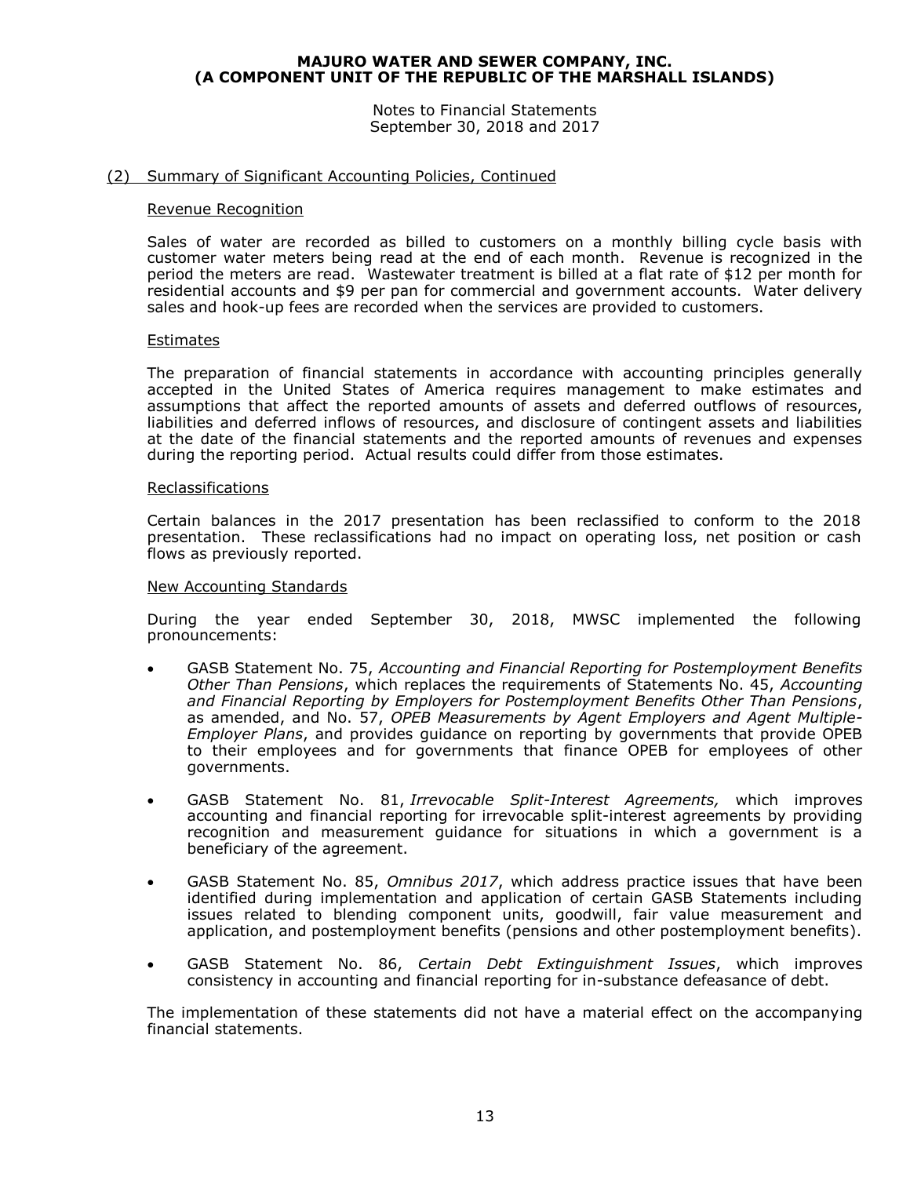## (2) Summary of Significant Accounting Policies, Continued

### Revenue Recognition

Sales of water are recorded as billed to customers on a monthly billing cycle basis with customer water meters being read at the end of each month. Revenue is recognized in the period the meters are read. Wastewater treatment is billed at a flat rate of $12 per month for residential accounts and $9 per pan for commercial and government accounts. Water delivery sales and hook-up fees are recorded when the services are provided to customers.

### Estimates

The preparation of financial statements in accordance with accounting principles generally accepted in the United States of America requires management to make estimates and assumptions that affect the reported amounts of assets and deferred outflows of resources, liabilities and deferred inflows of resources, and disclosure of contingent assets and liabilities at the date of the financial statements and the reported amounts of revenues and expenses during the reporting period. Actual results could differ from those estimates.

### Reclassifications

Certain balances in the 2017 presentation has been reclassified to conform to the 2018 presentation. These reclassifications had no impact on operating loss, net position or cash flows as previously reported.

### New Accounting Standards

During the year ended September 30, 2018, MWSC implemented the following pronouncements:

- GASB Statement No. 75, *Accounting and Financial Reporting for Postemployment Benefits Other Than Pensions*, which replaces the requirements of Statements No. 45, *Accounting and Financial Reporting by Employers for Postemployment Benefits Other Than Pensions*, as amended, and No. 57, *OPEB Measurements by Agent Employers and Agent Multiple-Employer Plans*, and provides guidance on reporting by governments that provide OPEB to their employees and for governments that finance OPEB for employees of other governments.

- GASB Statement No. 81, *Irrevocable Split-Interest Agreements,* which improves accounting and financial reporting for irrevocable split-interest agreements by providing recognition and measurement guidance for situations in which a government is a beneficiary of the agreement.

- GASB Statement No. 85, *Omnibus 2017*, which address practice issues that have been identified during implementation and application of certain GASB Statements including issues related to blending component units, goodwill, fair value measurement and application, and postemployment benefits (pensions and other postemployment benefits).

- GASB Statement No. 86, *Certain Debt Extinguishment Issues*, which improves consistency in accounting and financial reporting for in-substance defeasance of debt.

The implementation of these statements did not have a material effect on the accompanying financial statements.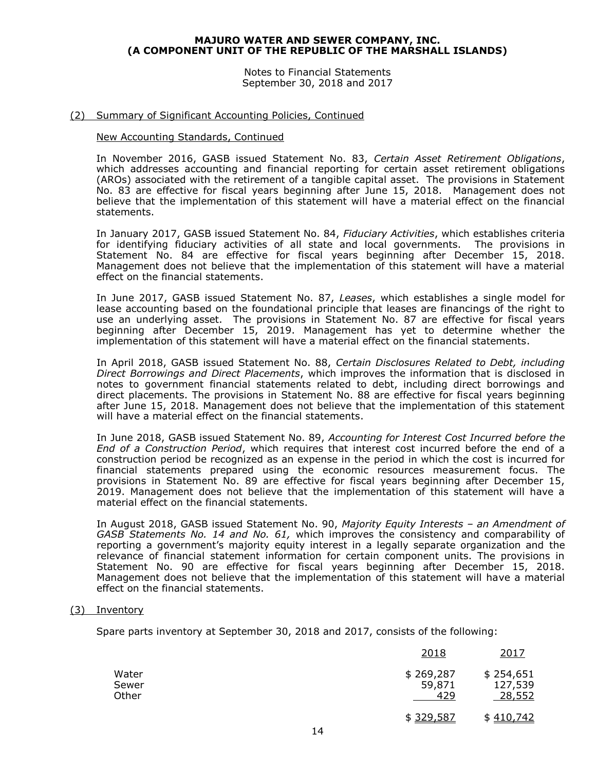**MAJURO WATER AND SEWER COMPANY, INC.**
**(A COMPONENT UNIT OF THE REPUBLIC OF THE MARSHALL ISLANDS)**

Notes to Financial Statements
September 30, 2018 and 2017

## (2) Summary of Significant Accounting Policies, Continued

### New Accounting Standards, Continued

In November 2016, GASB issued Statement No. 83, *Certain Asset Retirement Obligations*, which addresses accounting and financial reporting for certain asset retirement obligations (AROs) associated with the retirement of a tangible capital asset. The provisions in Statement No. 83 are effective for fiscal years beginning after June 15, 2018. Management does not believe that the implementation of this statement will have a material effect on the financial statements.

In January 2017, GASB issued Statement No. 84, *Fiduciary Activities*, which establishes criteria for identifying fiduciary activities of all state and local governments. The provisions in Statement No. 84 are effective for fiscal years beginning after December 15, 2018. Management does not believe that the implementation of this statement will have a material effect on the financial statements.

In June 2017, GASB issued Statement No. 87, *Leases*, which establishes a single model for lease accounting based on the foundational principle that leases are financings of the right to use an underlying asset. The provisions in Statement No. 87 are effective for fiscal years beginning after December 15, 2019. Management has yet to determine whether the implementation of this statement will have a material effect on the financial statements.

In April 2018, GASB issued Statement No. 88, *Certain Disclosures Related to Debt, including Direct Borrowings and Direct Placements*, which improves the information that is disclosed in notes to government financial statements related to debt, including direct borrowings and direct placements. The provisions in Statement No. 88 are effective for fiscal years beginning after June 15, 2018. Management does not believe that the implementation of this statement will have a material effect on the financial statements.

In June 2018, GASB issued Statement No. 89, *Accounting for Interest Cost Incurred before the End of a Construction Period*, which requires that interest cost incurred before the end of a construction period be recognized as an expense in the period in which the cost is incurred for financial statements prepared using the economic resources measurement focus. The provisions in Statement No. 89 are effective for fiscal years beginning after December 15, 2019. Management does not believe that the implementation of this statement will have a material effect on the financial statements.

In August 2018, GASB issued Statement No. 90, *Majority Equity Interests – an Amendment of GASB Statements No. 14 and No. 61,* which improves the consistency and comparability of reporting a government's majority equity interest in a legally separate organization and the relevance of financial statement information for certain component units. The provisions in Statement No. 90 are effective for fiscal years beginning after December 15, 2018. Management does not believe that the implementation of this statement will have a material effect on the financial statements.

## (3) Inventory

Spare parts inventory at September 30, 2018 and 2017, consists of the following:

| | 2018 | 2017 |
|---|---|---|
| Water | $ 269,287 | $ 254,651 |
| Sewer | 59,871 | 127,539 |
| Other | 429 | 28,552 |
| | $ 329,587 | $ 410,742 |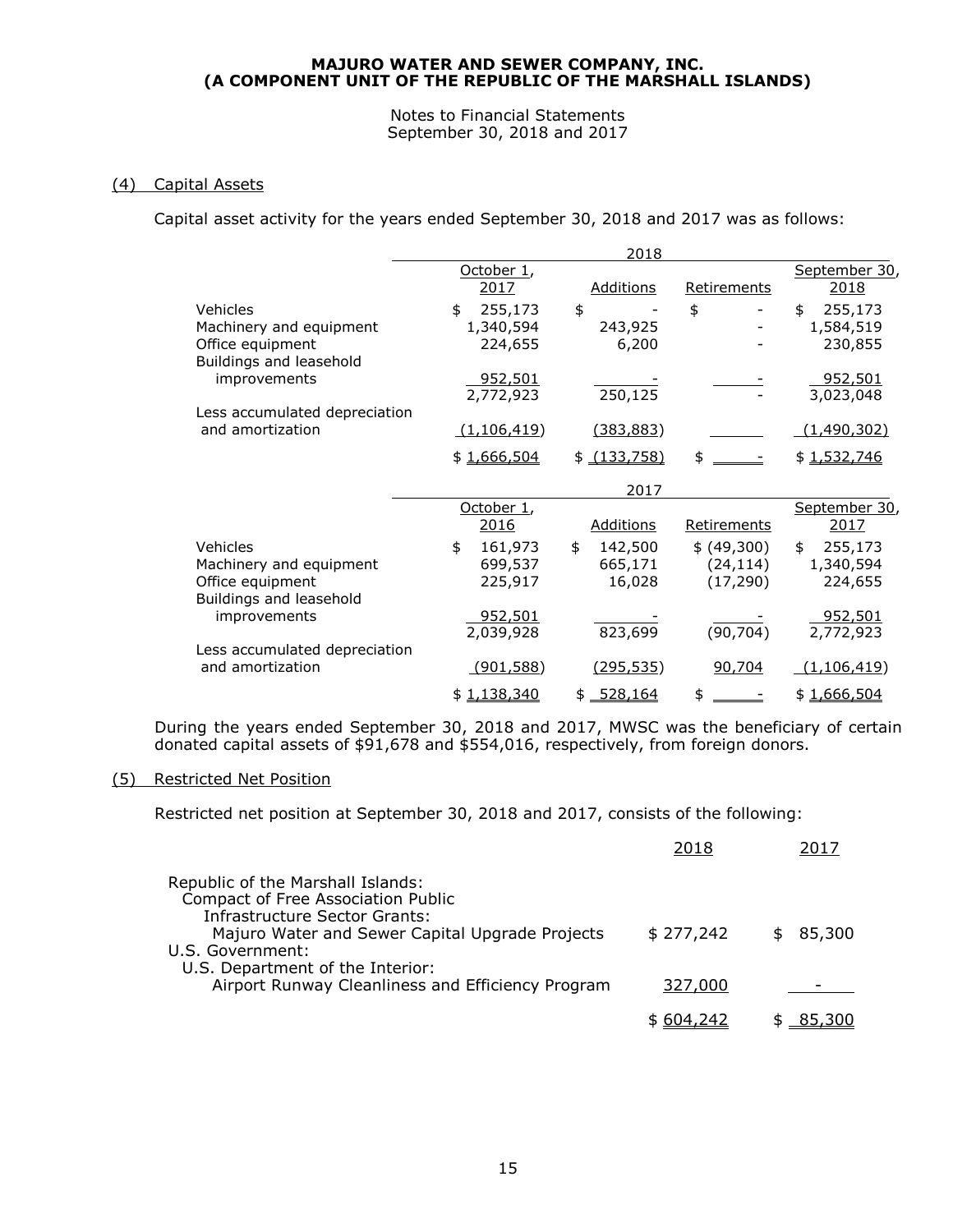# MAJURO WATER AND SEWER COMPANY, INC.
# (A COMPONENT UNIT OF THE REPUBLIC OF THE MARSHALL ISLANDS)

Notes to Financial Statements
September 30, 2018 and 2017

## (4) Capital Assets

Capital asset activity for the years ended September 30, 2018 and 2017 was as follows:

| | 2018 | | | |
|---|---|---|---|---|
| | October 1, 2017 | Additions | Retirements | September 30, 2018 |
| Vehicles | $ 255,173 | $ - | $ - | $ 255,173 |
| Machinery and equipment | 1,340,594 | 243,925 | - | 1,584,519 |
| Office equipment | 224,655 | 6,200 | - | 230,855 |
| Buildings and leasehold improvements | 952,501 | - | - | 952,501 |
| | 2,772,923 | 250,125 | - | 3,023,048 |
| Less accumulated depreciation and amortization | (1,106,419) | (383,883) | | (1,490,302) |
| | $ 1,666,504 | $ (133,758) | $ - | $ 1,532,746 |

| | 2017 | | | |
|---|---|---|---|---|
| | October 1, 2016 | Additions | Retirements | September 30, 2017 |
| Vehicles | $ 161,973 | $ 142,500 | $ (49,300) | $ 255,173 |
| Machinery and equipment | 699,537 | 665,171 | (24,114) | 1,340,594 |
| Office equipment | 225,917 | 16,028 | (17,290) | 224,655 |
| Buildings and leasehold improvements | 952,501 | - | - | 952,501 |
| | 2,039,928 | 823,699 | (90,704) | 2,772,923 |
| Less accumulated depreciation and amortization | (901,588) | (295,535) | 90,704 | (1,106,419) |
| | $ 1,138,340 | $ 528,164 | $ - | $ 1,666,504 |

During the years ended September 30, 2018 and 2017, MWSC was the beneficiary of certain donated capital assets of $91,678 and $554,016, respectively, from foreign donors.

## (5) Restricted Net Position

Restricted net position at September 30, 2018 and 2017, consists of the following:

| | 2018 | 2017 |
|---|---|---|
| Republic of the Marshall Islands: | | |
| Compact of Free Association Public Infrastructure Sector Grants: | | |
| Majuro Water and Sewer Capital Upgrade Projects | $ 277,242 | $ 85,300 |
| U.S. Government: | | |
| U.S. Department of the Interior: | | |
| Airport Runway Cleanliness and Efficiency Program | 327,000 | - |
| | $ 604,242 | $ 85,300 |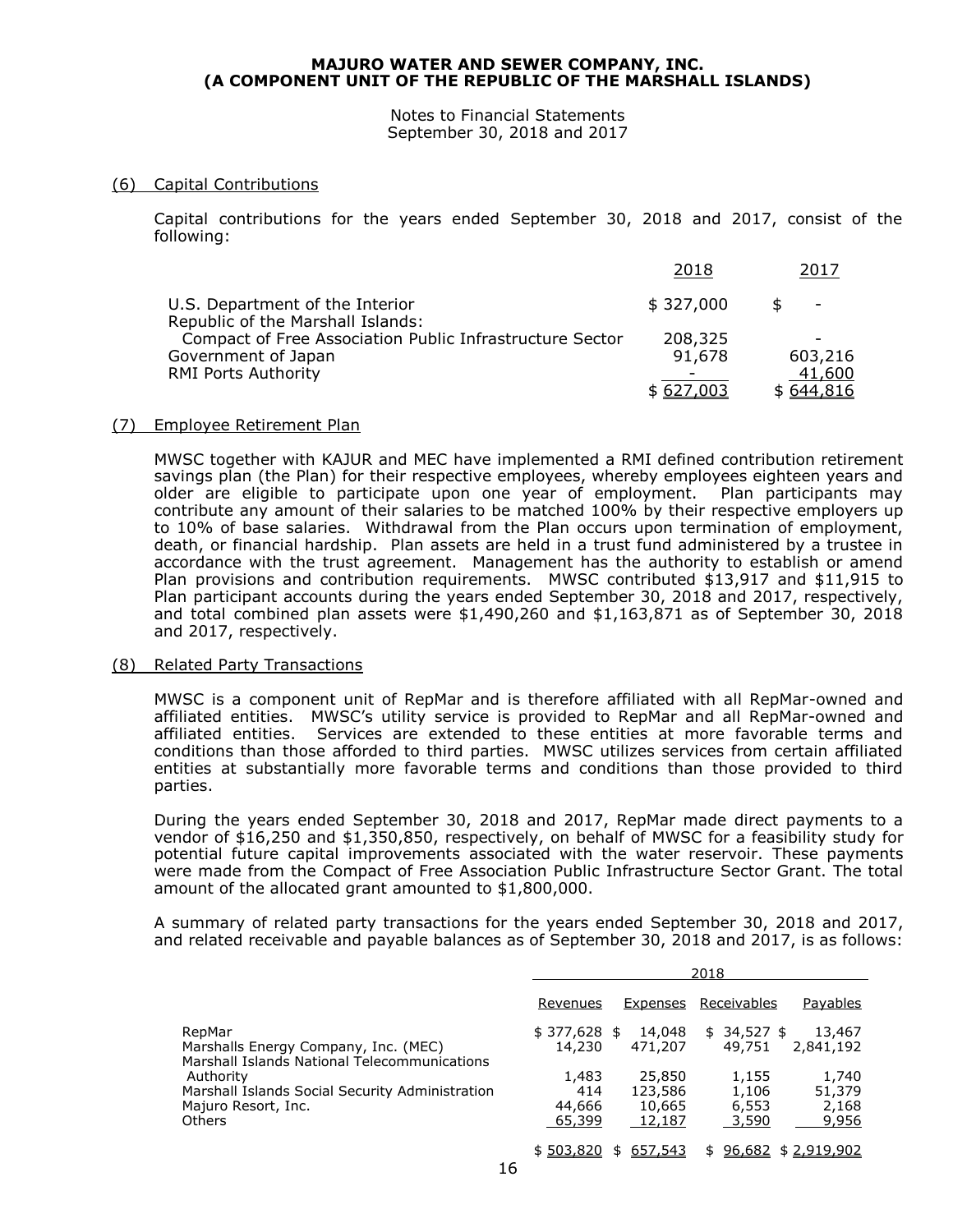## (6) Capital Contributions

Capital contributions for the years ended September 30, 2018 and 2017, consist of the following:

| | 2018 | 2017 |
|---|---|---|
| U.S. Department of the Interior | $ 327,000 | $ - |
| Republic of the Marshall Islands: | | |
| Compact of Free Association Public Infrastructure Sector | 208,325 | - |
| Government of Japan | 91,678 | 603,216 |
| RMI Ports Authority | - | 41,600 |
| | $ 627,003 | $ 644,816 |

## (7) Employee Retirement Plan

MWSC together with KAJUR and MEC have implemented a RMI defined contribution retirement savings plan (the Plan) for their respective employees, whereby employees eighteen years and older are eligible to participate upon one year of employment. Plan participants may contribute any amount of their salaries to be matched 100% by their respective employers up to 10% of base salaries. Withdrawal from the Plan occurs upon termination of employment, death, or financial hardship. Plan assets are held in a trust fund administered by a trustee in accordance with the trust agreement. Management has the authority to establish or amend Plan provisions and contribution requirements. MWSC contributed $13,917 and $11,915 to Plan participant accounts during the years ended September 30, 2018 and 2017, respectively, and total combined plan assets were $1,490,260 and $1,163,871 as of September 30, 2018 and 2017, respectively.

## (8) Related Party Transactions

MWSC is a component unit of RepMar and is therefore affiliated with all RepMar-owned and affiliated entities. MWSC's utility service is provided to RepMar and all RepMar-owned and affiliated entities. Services are extended to these entities at more favorable terms and conditions than those afforded to third parties. MWSC utilizes services from certain affiliated entities at substantially more favorable terms and conditions than those provided to third parties.

During the years ended September 30, 2018 and 2017, RepMar made direct payments to a vendor of $16,250 and $1,350,850, respectively, on behalf of MWSC for a feasibility study for potential future capital improvements associated with the water reservoir. These payments were made from the Compact of Free Association Public Infrastructure Sector Grant. The total amount of the allocated grant amounted to $1,800,000.

A summary of related party transactions for the years ended September 30, 2018 and 2017, and related receivable and payable balances as of September 30, 2018 and 2017, is as follows:

| | 2018 | | | |
|---|---|---|---|---|
| | Revenues | Expenses | Receivables | Payables |
| RepMar | $ 377,628 | $ 14,048 | $ 34,527 | $ 13,467 |
| Marshalls Energy Company, Inc. (MEC) | 14,230 | 471,207 | 49,751 | 2,841,192 |
| Marshall Islands National Telecommunications Authority | 1,483 | 25,850 | 1,155 | 1,740 |
| Marshall Islands Social Security Administration | 414 | 123,586 | 1,106 | 51,379 |
| Majuro Resort, Inc. | 44,666 | 10,665 | 6,553 | 2,168 |
| Others | 65,399 | 12,187 | 3,590 | 9,956 |
| | $ 503,820 | $ 657,543 | $ 96,682 | $ 2,919,902 |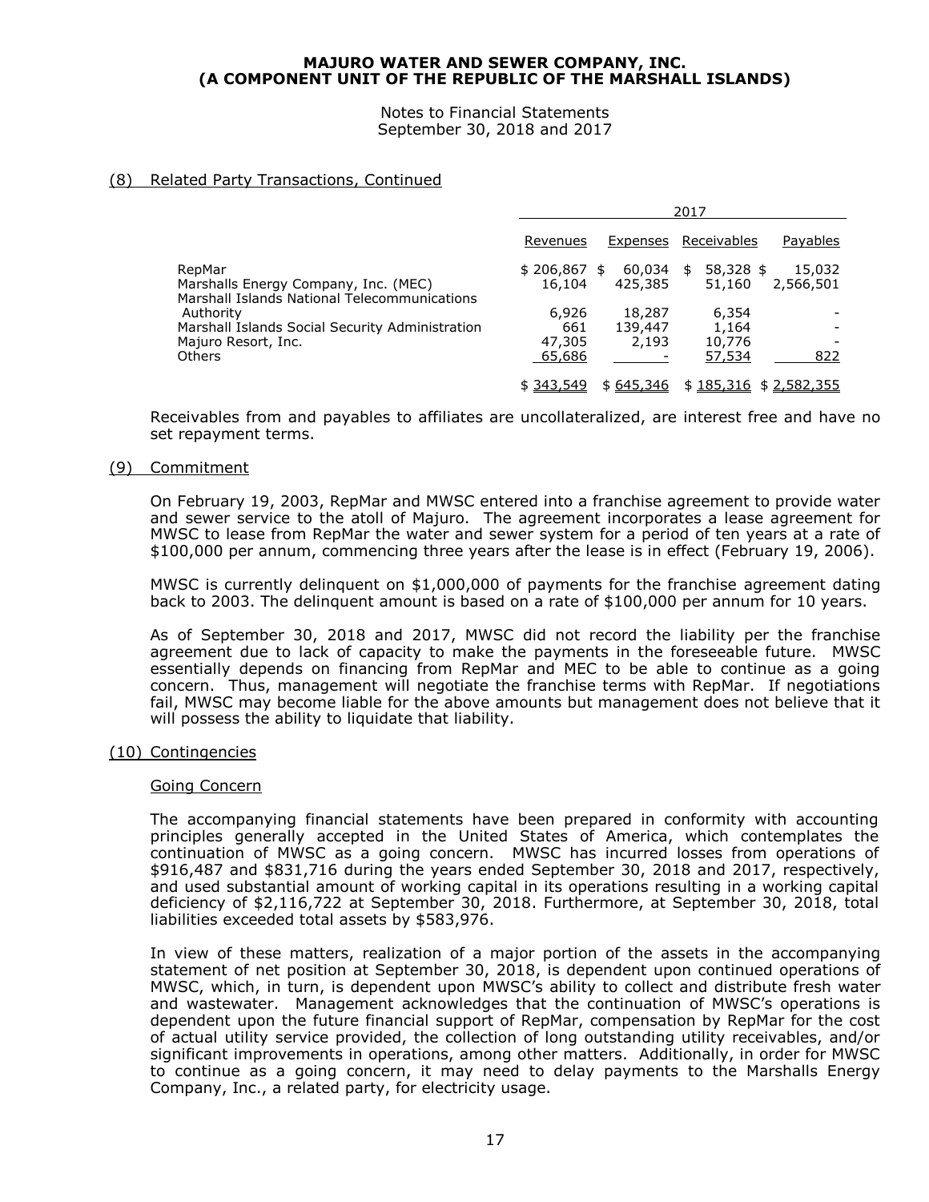(8) Related Party Transactions, Continued

| | 2017 | | | |
|---|---|---|---|---|
| | Revenues | Expenses | Receivables | Payables |
| RepMar | $ 206,867 | $ 60,034 | $ 58,328 | $ 15,032 |
| Marshalls Energy Company, Inc. (MEC) | 16,104 | 425,385 | 51,160 | 2,566,501 |
| Marshall Islands National Telecommunications Authority | 6,926 | 18,287 | 6,354 | - |
| Marshall Islands Social Security Administration | 661 | 139,447 | 1,164 | - |
| Majuro Resort, Inc. | 47,305 | 2,193 | 10,776 | - |
| Others | 65,686 | - | 57,534 | 822 |
| | $ 343,549 | $ 645,346 | $ 185,316 | $ 2,582,355 |

Receivables from and payables to affiliates are uncollateralized, are interest free and have no set repayment terms.

(9) Commitment

On February 19, 2003, RepMar and MWSC entered into a franchise agreement to provide water and sewer service to the atoll of Majuro. The agreement incorporates a lease agreement for MWSC to lease from RepMar the water and sewer system for a period of ten years at a rate of $100,000 per annum, commencing three years after the lease is in effect (February 19, 2006).

MWSC is currently delinquent on $1,000,000 of payments for the franchise agreement dating back to 2003. The delinquent amount is based on a rate of $100,000 per annum for 10 years.

As of September 30, 2018 and 2017, MWSC did not record the liability per the franchise agreement due to lack of capacity to make the payments in the foreseeable future. MWSC essentially depends on financing from RepMar and MEC to be able to continue as a going concern. Thus, management will negotiate the franchise terms with RepMar. If negotiations fail, MWSC may become liable for the above amounts but management does not believe that it will possess the ability to liquidate that liability.

(10) Contingencies

Going Concern

The accompanying financial statements have been prepared in conformity with accounting principles generally accepted in the United States of America, which contemplates the continuation of MWSC as a going concern. MWSC has incurred losses from operations of $916,487 and $831,716 during the years ended September 30, 2018 and 2017, respectively, and used substantial amount of working capital in its operations resulting in a working capital deficiency of $2,116,722 at September 30, 2018. Furthermore, at September 30, 2018, total liabilities exceeded total assets by $583,976.

In view of these matters, realization of a major portion of the assets in the accompanying statement of net position at September 30, 2018, is dependent upon continued operations of MWSC, which, in turn, is dependent upon MWSC's ability to collect and distribute fresh water and wastewater. Management acknowledges that the continuation of MWSC's operations is dependent upon the future financial support of RepMar, compensation by RepMar for the cost of actual utility service provided, the collection of long outstanding utility receivables, and/or significant improvements in operations, among other matters. Additionally, in order for MWSC to continue as a going concern, it may need to delay payments to the Marshalls Energy Company, Inc., a related party, for electricity usage.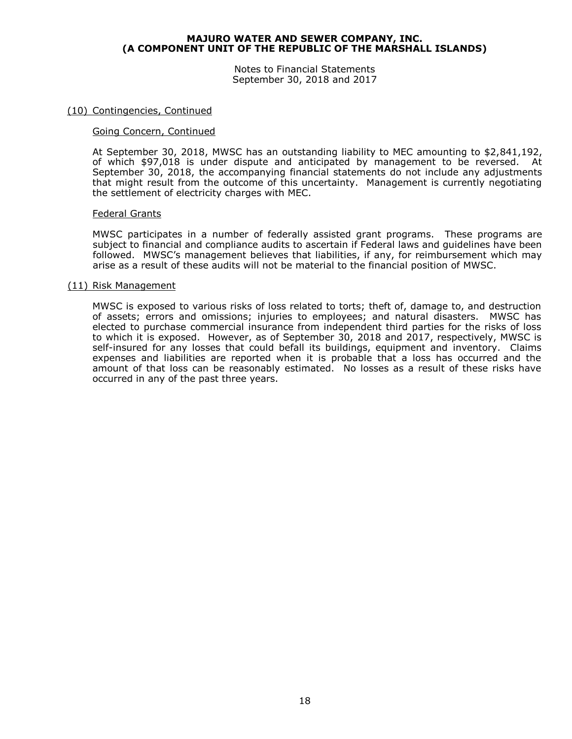# MAJURO WATER AND SEWER COMPANY, INC.
# (A COMPONENT UNIT OF THE REPUBLIC OF THE MARSHALL ISLANDS)

Notes to Financial Statements
September 30, 2018 and 2017

## (10) Contingencies, Continued

### Going Concern, Continued

At September 30, 2018, MWSC has an outstanding liability to MEC amounting to $2,841,192, of which $97,018 is under dispute and anticipated by management to be reversed. At September 30, 2018, the accompanying financial statements do not include any adjustments that might result from the outcome of this uncertainty. Management is currently negotiating the settlement of electricity charges with MEC.

### Federal Grants

MWSC participates in a number of federally assisted grant programs. These programs are subject to financial and compliance audits to ascertain if Federal laws and guidelines have been followed. MWSC's management believes that liabilities, if any, for reimbursement which may arise as a result of these audits will not be material to the financial position of MWSC.

## (11) Risk Management

MWSC is exposed to various risks of loss related to torts; theft of, damage to, and destruction of assets; errors and omissions; injuries to employees; and natural disasters. MWSC has elected to purchase commercial insurance from independent third parties for the risks of loss to which it is exposed. However, as of September 30, 2018 and 2017, respectively, MWSC is self-insured for any losses that could befall its buildings, equipment and inventory. Claims expenses and liabilities are reported when it is probable that a loss has occurred and the amount of that loss can be reasonably estimated. No losses as a result of these risks have occurred in any of the past three years.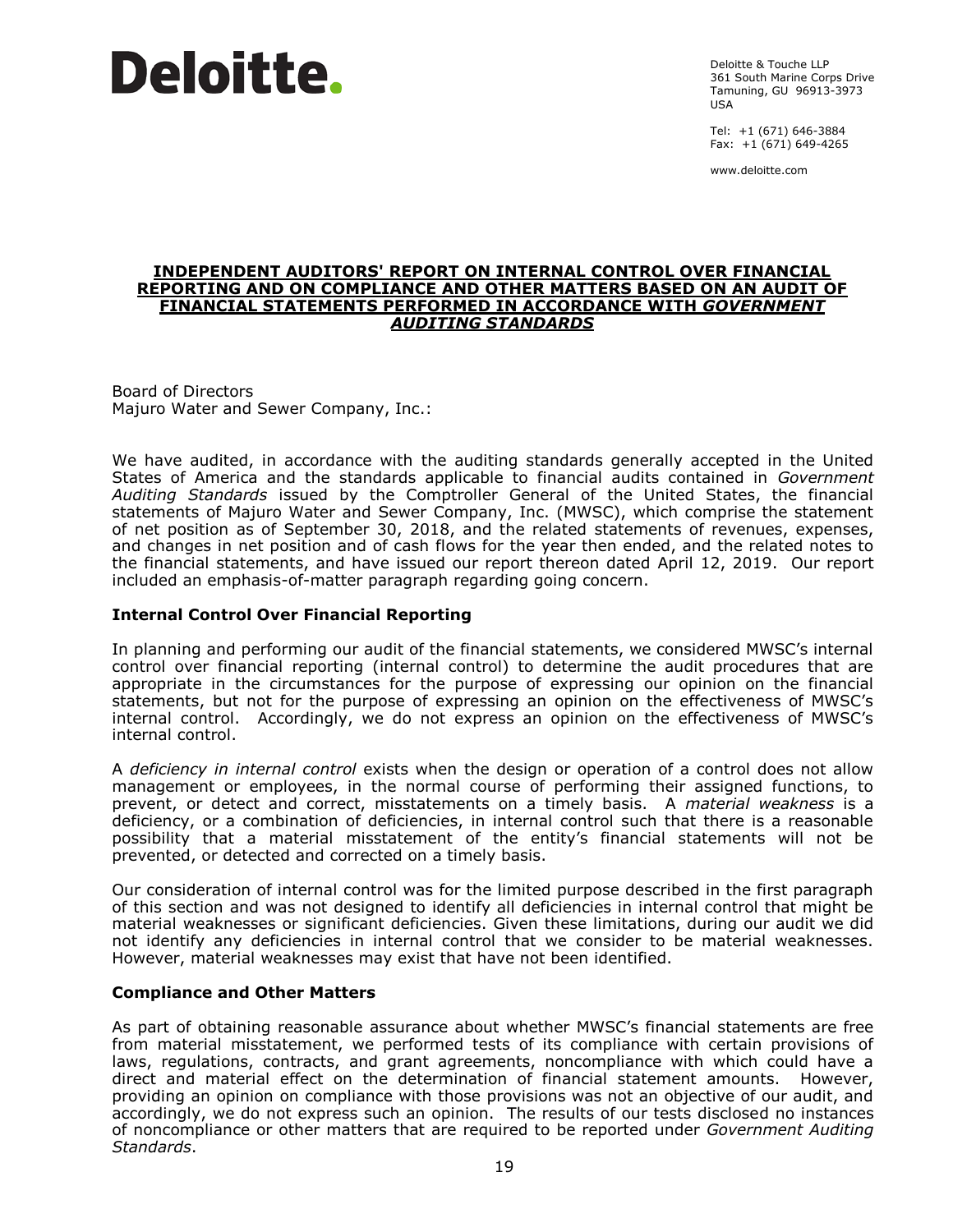**Deloitte.**

Deloitte & Touche LLP
361 South Marine Corps Drive
Tamuning, GU 96913-3973
USA

Tel: +1 (671) 646-3884
Fax: +1 (671) 649-4265

www.deloitte.com

## INDEPENDENT AUDITORS' REPORT ON INTERNAL CONTROL OVER FINANCIAL REPORTING AND ON COMPLIANCE AND OTHER MATTERS BASED ON AN AUDIT OF FINANCIAL STATEMENTS PERFORMED IN ACCORDANCE WITH *GOVERNMENT AUDITING STANDARDS*

Board of Directors
Majuro Water and Sewer Company, Inc.:

We have audited, in accordance with the auditing standards generally accepted in the United States of America and the standards applicable to financial audits contained in *Government Auditing Standards* issued by the Comptroller General of the United States, the financial statements of Majuro Water and Sewer Company, Inc. (MWSC), which comprise the statement of net position as of September 30, 2018, and the related statements of revenues, expenses, and changes in net position and of cash flows for the year then ended, and the related notes to the financial statements, and have issued our report thereon dated April 12, 2019. Our report included an emphasis-of-matter paragraph regarding going concern.

### Internal Control Over Financial Reporting

In planning and performing our audit of the financial statements, we considered MWSC's internal control over financial reporting (internal control) to determine the audit procedures that are appropriate in the circumstances for the purpose of expressing our opinion on the financial statements, but not for the purpose of expressing an opinion on the effectiveness of MWSC's internal control. Accordingly, we do not express an opinion on the effectiveness of MWSC's internal control.

A *deficiency in internal control* exists when the design or operation of a control does not allow management or employees, in the normal course of performing their assigned functions, to prevent, or detect and correct, misstatements on a timely basis. A *material weakness* is a deficiency, or a combination of deficiencies, in internal control such that there is a reasonable possibility that a material misstatement of the entity's financial statements will not be prevented, or detected and corrected on a timely basis.

Our consideration of internal control was for the limited purpose described in the first paragraph of this section and was not designed to identify all deficiencies in internal control that might be material weaknesses or significant deficiencies. Given these limitations, during our audit we did not identify any deficiencies in internal control that we consider to be material weaknesses. However, material weaknesses may exist that have not been identified.

### Compliance and Other Matters

As part of obtaining reasonable assurance about whether MWSC's financial statements are free from material misstatement, we performed tests of its compliance with certain provisions of laws, regulations, contracts, and grant agreements, noncompliance with which could have a direct and material effect on the determination of financial statement amounts. However, providing an opinion on compliance with those provisions was not an objective of our audit, and accordingly, we do not express such an opinion. The results of our tests disclosed no instances of noncompliance or other matters that are required to be reported under *Government Auditing Standards*.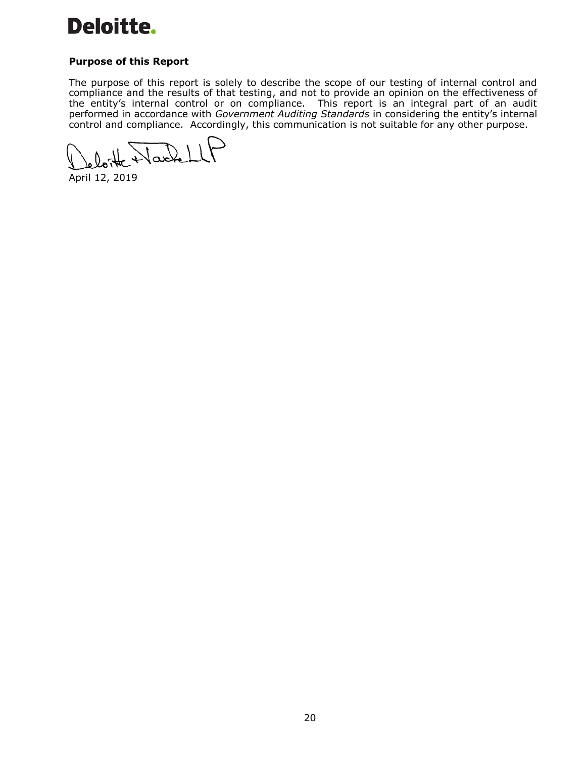**Purpose of this Report**

The purpose of this report is solely to describe the scope of our testing of internal control and compliance and the results of that testing, and not to provide an opinion on the effectiveness of the entity's internal control or on compliance. This report is an integral part of an audit performed in accordance with *Government Auditing Standards* in considering the entity's internal control and compliance. Accordingly, this communication is not suitable for any other purpose.

Deloitte & Touche LLP

April 12, 2019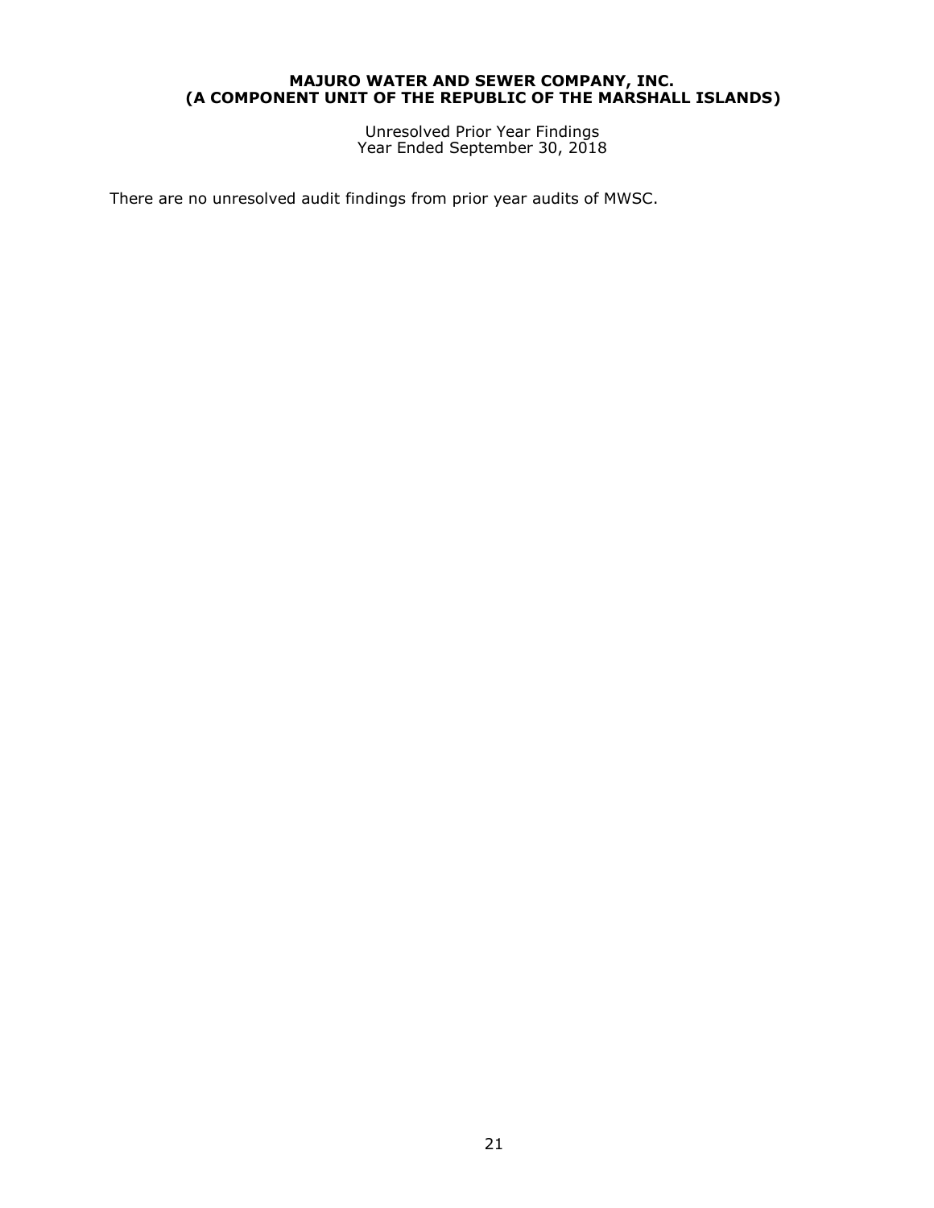**MAJURO WATER AND SEWER COMPANY, INC.**
**(A COMPONENT UNIT OF THE REPUBLIC OF THE MARSHALL ISLANDS)**

Unresolved Prior Year Findings
Year Ended September 30, 2018

There are no unresolved audit findings from prior year audits of MWSC.